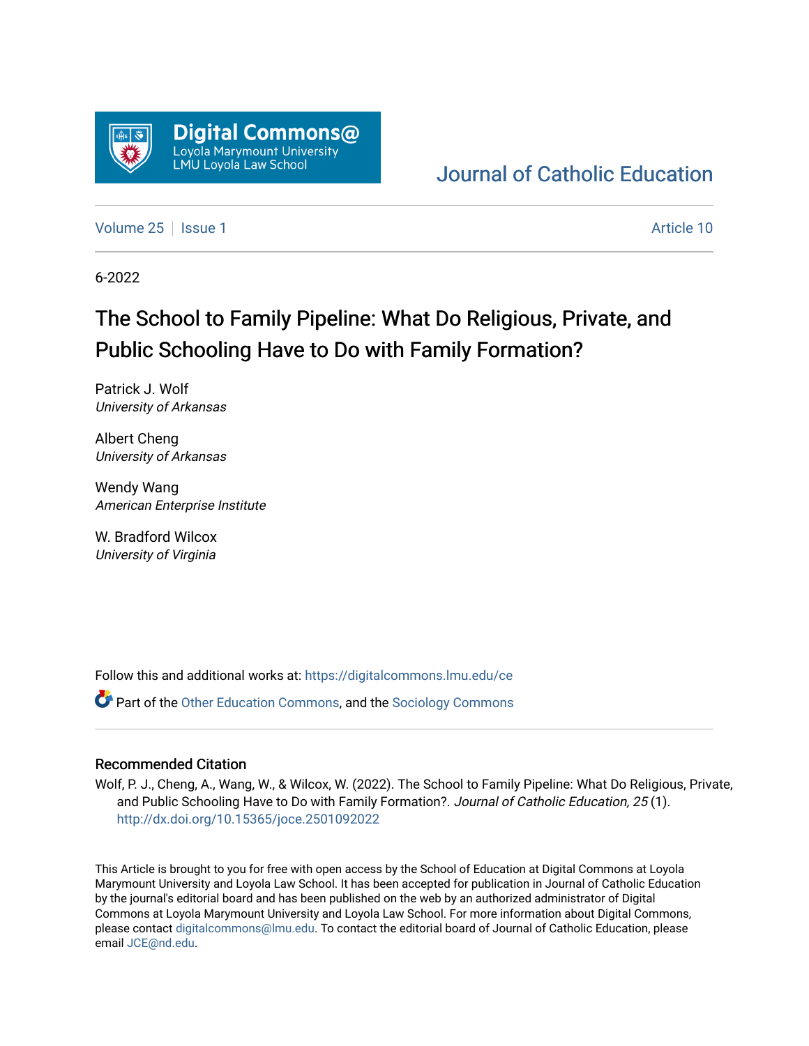Digital Commons@ Loyola Marymount University LMU Loyola Law School

Journal of Catholic Education

Volume 25 | Issue 1 | Article 10

6-2022

# The School to Family Pipeline: What Do Religious, Private, and Public Schooling Have to Do with Family Formation?

Patrick J. Wolf
*University of Arkansas*

Albert Cheng
*University of Arkansas*

Wendy Wang
*American Enterprise Institute*

W. Bradford Wilcox
*University of Virginia*

Follow this and additional works at: https://digitalcommons.lmu.edu/ce

Part of the Other Education Commons, and the Sociology Commons

## Recommended Citation

Wolf, P. J., Cheng, A., Wang, W., & Wilcox, W. (2022). The School to Family Pipeline: What Do Religious, Private, and Public Schooling Have to Do with Family Formation?. *Journal of Catholic Education, 25* (1). http://dx.doi.org/10.15365/joce.2501092022

This Article is brought to you for free with open access by the School of Education at Digital Commons at Loyola Marymount University and Loyola Law School. It has been accepted for publication in Journal of Catholic Education by the journal's editorial board and has been published on the web by an authorized administrator of Digital Commons at Loyola Marymount University and Loyola Law School. For more information about Digital Commons, please contact digitalcommons@lmu.edu. To contact the editorial board of Journal of Catholic Education, please email JCE@nd.edu.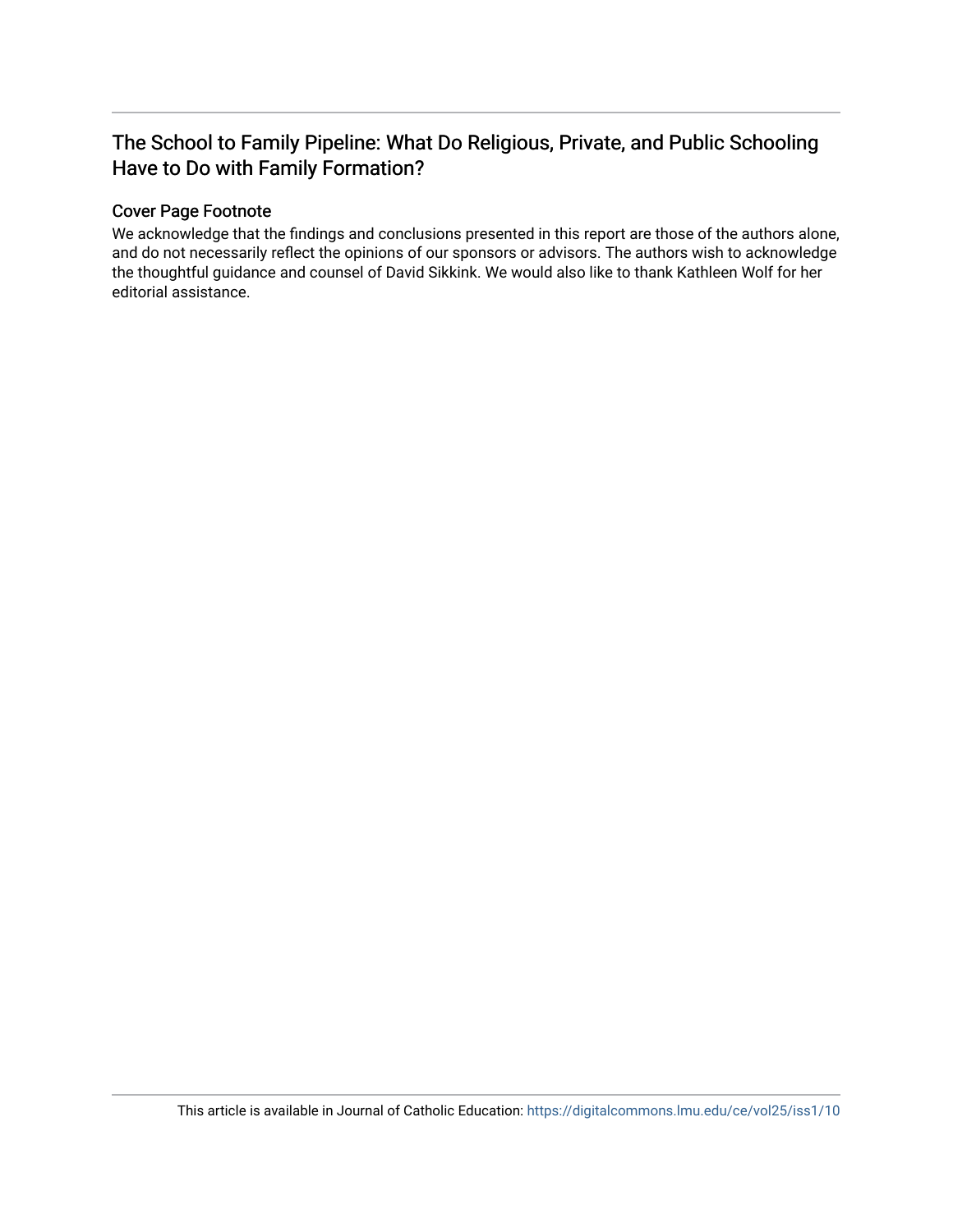## The School to Family Pipeline: What Do Religious, Private, and Public Schooling Have to Do with Family Formation?

### Cover Page Footnote

We acknowledge that the findings and conclusions presented in this report are those of the authors alone, and do not necessarily reflect the opinions of our sponsors or advisors. The authors wish to acknowledge the thoughtful guidance and counsel of David Sikkink. We would also like to thank Kathleen Wolf for her editorial assistance.

This article is available in Journal of Catholic Education: https://digitalcommons.lmu.edu/ce/vol25/iss1/10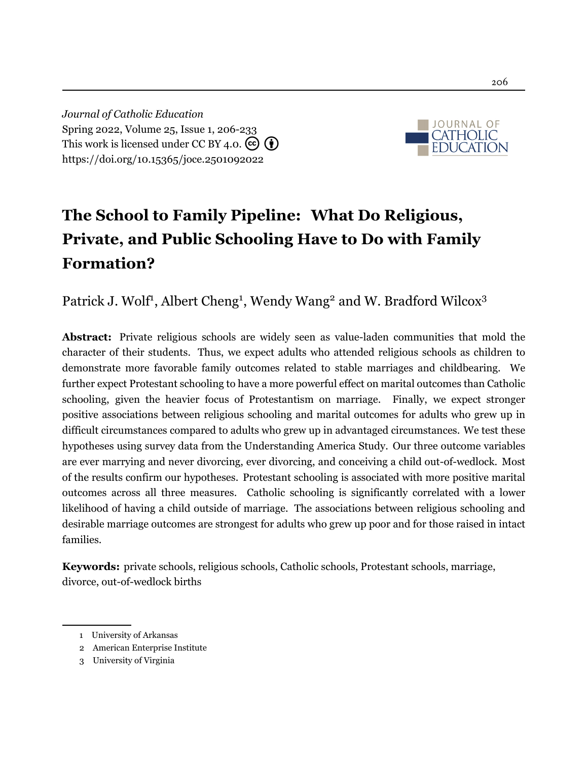# The School to Family Pipeline: What Do Religious, Private, and Public Schooling Have to Do with Family Formation?

Patrick J. Wolf[1], Albert Cheng[1], Wendy Wang[2] and W. Bradford Wilcox[3]

**Abstract:** Private religious schools are widely seen as value-laden communities that mold the character of their students. Thus, we expect adults who attended religious schools as children to demonstrate more favorable family outcomes related to stable marriages and childbearing. We further expect Protestant schooling to have a more powerful effect on marital outcomes than Catholic schooling, given the heavier focus of Protestantism on marriage. Finally, we expect stronger positive associations between religious schooling and marital outcomes for adults who grew up in difficult circumstances compared to adults who grew up in advantaged circumstances. We test these hypotheses using survey data from the Understanding America Study. Our three outcome variables are ever marrying and never divorcing, ever divorcing, and conceiving a child out-of-wedlock. Most of the results confirm our hypotheses. Protestant schooling is associated with more positive marital outcomes across all three measures. Catholic schooling is significantly correlated with a lower likelihood of having a child outside of marriage. The associations between religious schooling and desirable marriage outcomes are strongest for adults who grew up poor and for those raised in intact families.

**Keywords:** private schools, religious schools, Catholic schools, Protestant schools, marriage, divorce, out-of-wedlock births

---

[1] University of Arkansas

[2] American Enterprise Institute

[3] University of Virginia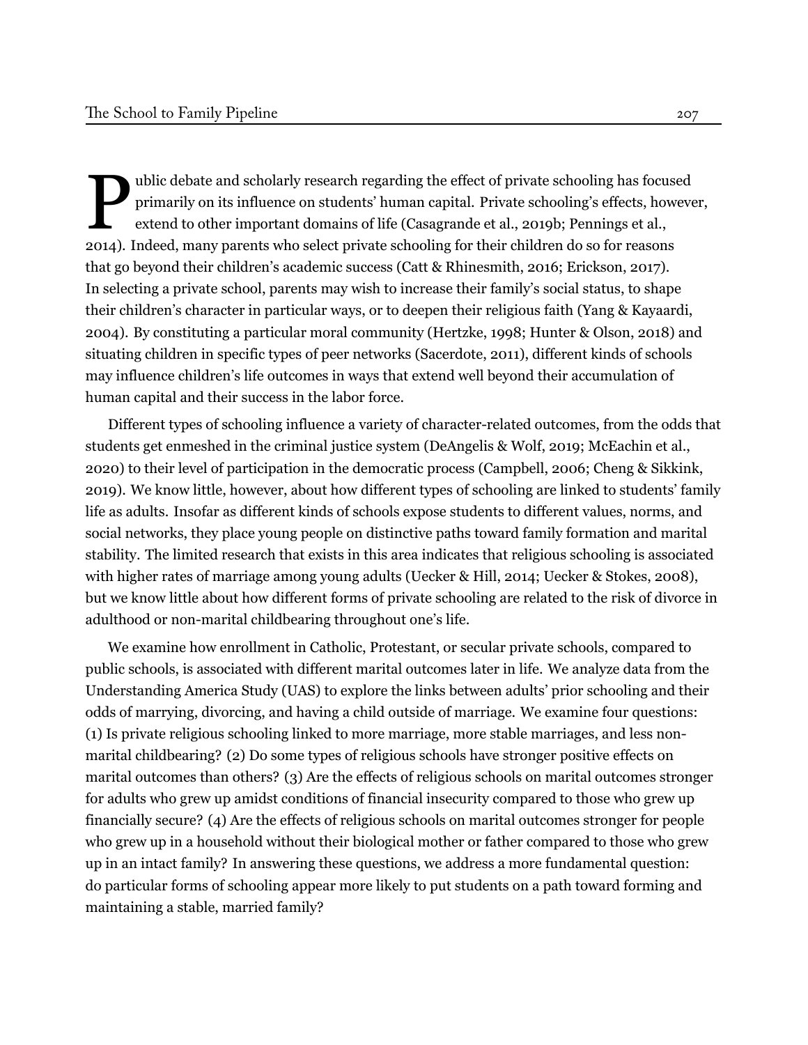Public debate and scholarly research regarding the effect of private schooling has focused primarily on its influence on students' human capital. Private schooling's effects, however, extend to other important domains of life (Casagrande et al., 2019b; Pennings et al., 2014). Indeed, many parents who select private schooling for their children do so for reasons that go beyond their children's academic success (Catt & Rhinesmith, 2016; Erickson, 2017). In selecting a private school, parents may wish to increase their family's social status, to shape their children's character in particular ways, or to deepen their religious faith (Yang & Kayaardi, 2004). By constituting a particular moral community (Hertzke, 1998; Hunter & Olson, 2018) and situating children in specific types of peer networks (Sacerdote, 2011), different kinds of schools may influence children's life outcomes in ways that extend well beyond their accumulation of human capital and their success in the labor force.

Different types of schooling influence a variety of character-related outcomes, from the odds that students get enmeshed in the criminal justice system (DeAngelis & Wolf, 2019; McEachin et al., 2020) to their level of participation in the democratic process (Campbell, 2006; Cheng & Sikkink, 2019). We know little, however, about how different types of schooling are linked to students' family life as adults. Insofar as different kinds of schools expose students to different values, norms, and social networks, they place young people on distinctive paths toward family formation and marital stability. The limited research that exists in this area indicates that religious schooling is associated with higher rates of marriage among young adults (Uecker & Hill, 2014; Uecker & Stokes, 2008), but we know little about how different forms of private schooling are related to the risk of divorce in adulthood or non-marital childbearing throughout one's life.

We examine how enrollment in Catholic, Protestant, or secular private schools, compared to public schools, is associated with different marital outcomes later in life. We analyze data from the Understanding America Study (UAS) to explore the links between adults' prior schooling and their odds of marrying, divorcing, and having a child outside of marriage. We examine four questions: (1) Is private religious schooling linked to more marriage, more stable marriages, and less non-marital childbearing? (2) Do some types of religious schools have stronger positive effects on marital outcomes than others? (3) Are the effects of religious schools on marital outcomes stronger for adults who grew up amidst conditions of financial insecurity compared to those who grew up financially secure? (4) Are the effects of religious schools on marital outcomes stronger for people who grew up in a household without their biological mother or father compared to those who grew up in an intact family? In answering these questions, we address a more fundamental question: do particular forms of schooling appear more likely to put students on a path toward forming and maintaining a stable, married family?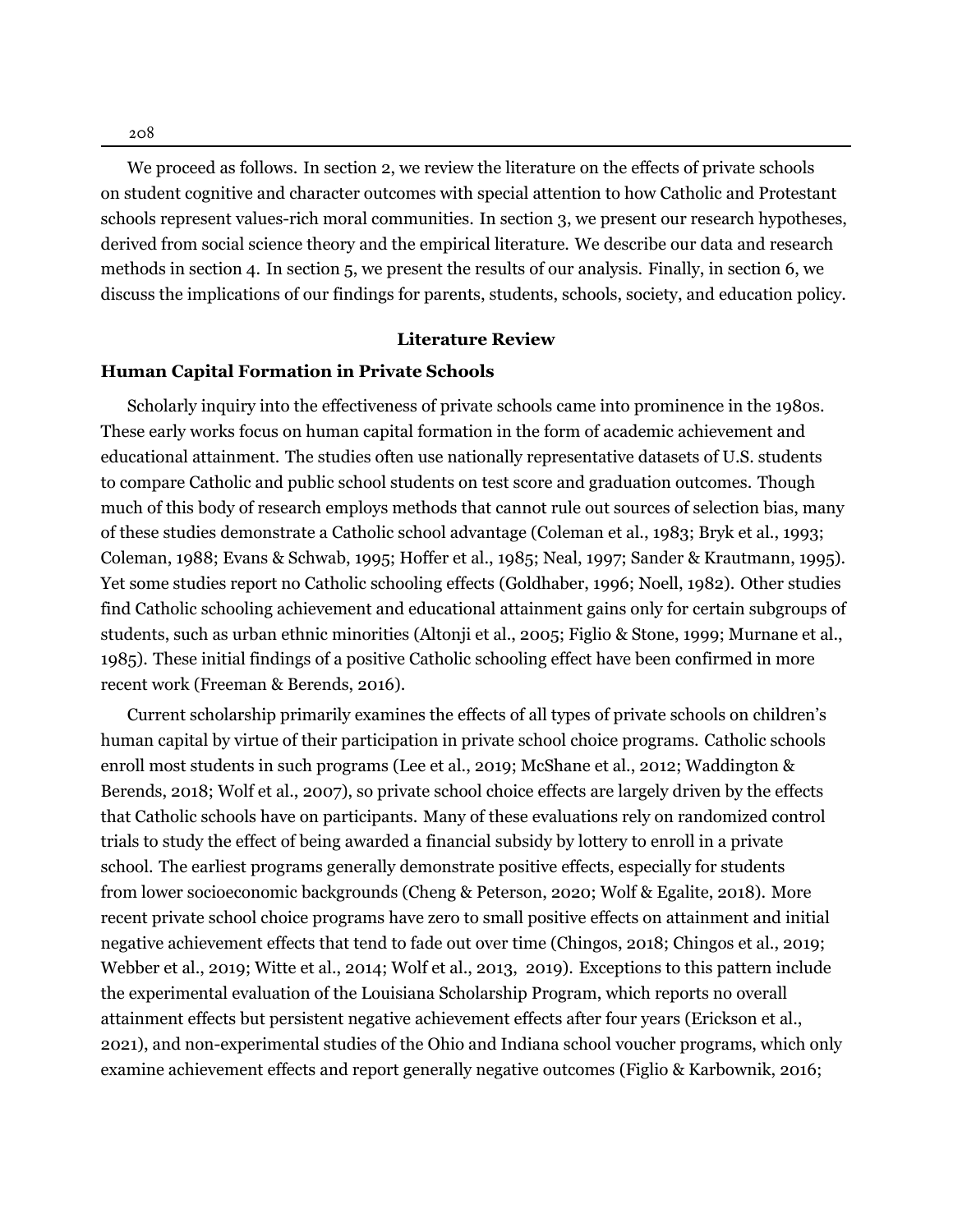We proceed as follows. In section 2, we review the literature on the effects of private schools on student cognitive and character outcomes with special attention to how Catholic and Protestant schools represent values-rich moral communities. In section 3, we present our research hypotheses, derived from social science theory and the empirical literature. We describe our data and research methods in section 4. In section 5, we present the results of our analysis. Finally, in section 6, we discuss the implications of our findings for parents, students, schools, society, and education policy.

## Literature Review

### Human Capital Formation in Private Schools

Scholarly inquiry into the effectiveness of private schools came into prominence in the 1980s. These early works focus on human capital formation in the form of academic achievement and educational attainment. The studies often use nationally representative datasets of U.S. students to compare Catholic and public school students on test score and graduation outcomes. Though much of this body of research employs methods that cannot rule out sources of selection bias, many of these studies demonstrate a Catholic school advantage (Coleman et al., 1983; Bryk et al., 1993; Coleman, 1988; Evans & Schwab, 1995; Hoffer et al., 1985; Neal, 1997; Sander & Krautmann, 1995). Yet some studies report no Catholic schooling effects (Goldhaber, 1996; Noell, 1982). Other studies find Catholic schooling achievement and educational attainment gains only for certain subgroups of students, such as urban ethnic minorities (Altonji et al., 2005; Figlio & Stone, 1999; Murnane et al., 1985). These initial findings of a positive Catholic schooling effect have been confirmed in more recent work (Freeman & Berends, 2016).

Current scholarship primarily examines the effects of all types of private schools on children's human capital by virtue of their participation in private school choice programs. Catholic schools enroll most students in such programs (Lee et al., 2019; McShane et al., 2012; Waddington & Berends, 2018; Wolf et al., 2007), so private school choice effects are largely driven by the effects that Catholic schools have on participants. Many of these evaluations rely on randomized control trials to study the effect of being awarded a financial subsidy by lottery to enroll in a private school. The earliest programs generally demonstrate positive effects, especially for students from lower socioeconomic backgrounds (Cheng & Peterson, 2020; Wolf & Egalite, 2018). More recent private school choice programs have zero to small positive effects on attainment and initial negative achievement effects that tend to fade out over time (Chingos, 2018; Chingos et al., 2019; Webber et al., 2019; Witte et al., 2014; Wolf et al., 2013, 2019). Exceptions to this pattern include the experimental evaluation of the Louisiana Scholarship Program, which reports no overall attainment effects but persistent negative achievement effects after four years (Erickson et al., 2021), and non-experimental studies of the Ohio and Indiana school voucher programs, which only examine achievement effects and report generally negative outcomes (Figlio & Karbownik, 2016;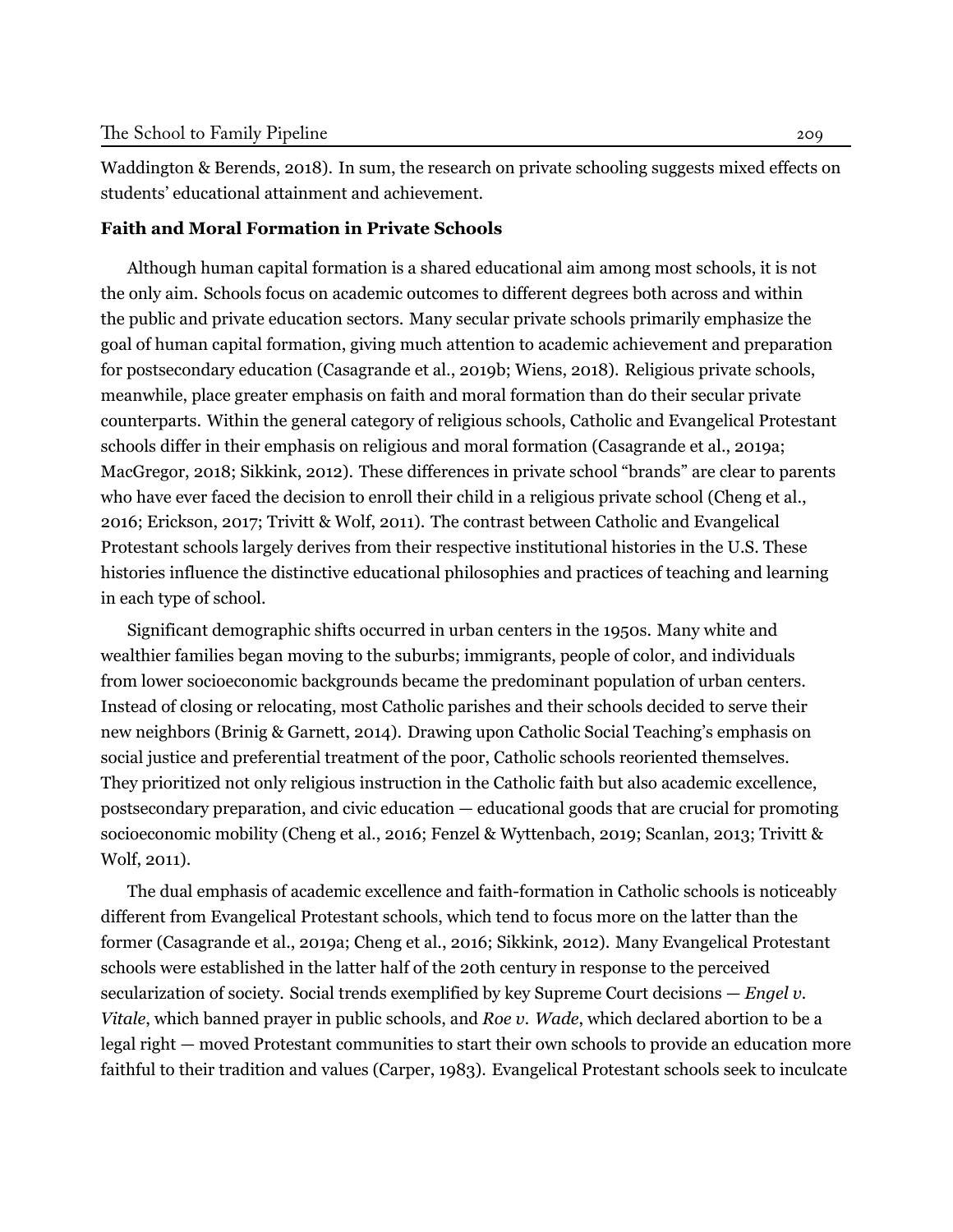Waddington & Berends, 2018). In sum, the research on private schooling suggests mixed effects on students' educational attainment and achievement.

### Faith and Moral Formation in Private Schools

Although human capital formation is a shared educational aim among most schools, it is not the only aim. Schools focus on academic outcomes to different degrees both across and within the public and private education sectors. Many secular private schools primarily emphasize the goal of human capital formation, giving much attention to academic achievement and preparation for postsecondary education (Casagrande et al., 2019b; Wiens, 2018). Religious private schools, meanwhile, place greater emphasis on faith and moral formation than do their secular private counterparts. Within the general category of religious schools, Catholic and Evangelical Protestant schools differ in their emphasis on religious and moral formation (Casagrande et al., 2019a; MacGregor, 2018; Sikkink, 2012). These differences in private school "brands" are clear to parents who have ever faced the decision to enroll their child in a religious private school (Cheng et al., 2016; Erickson, 2017; Trivitt & Wolf, 2011). The contrast between Catholic and Evangelical Protestant schools largely derives from their respective institutional histories in the U.S. These histories influence the distinctive educational philosophies and practices of teaching and learning in each type of school.

Significant demographic shifts occurred in urban centers in the 1950s. Many white and wealthier families began moving to the suburbs; immigrants, people of color, and individuals from lower socioeconomic backgrounds became the predominant population of urban centers. Instead of closing or relocating, most Catholic parishes and their schools decided to serve their new neighbors (Brinig & Garnett, 2014). Drawing upon Catholic Social Teaching's emphasis on social justice and preferential treatment of the poor, Catholic schools reoriented themselves. They prioritized not only religious instruction in the Catholic faith but also academic excellence, postsecondary preparation, and civic education — educational goods that are crucial for promoting socioeconomic mobility (Cheng et al., 2016; Fenzel & Wyttenbach, 2019; Scanlan, 2013; Trivitt & Wolf, 2011).

The dual emphasis of academic excellence and faith-formation in Catholic schools is noticeably different from Evangelical Protestant schools, which tend to focus more on the latter than the former (Casagrande et al., 2019a; Cheng et al., 2016; Sikkink, 2012). Many Evangelical Protestant schools were established in the latter half of the 20th century in response to the perceived secularization of society. Social trends exemplified by key Supreme Court decisions — *Engel v. Vitale*, which banned prayer in public schools, and *Roe v. Wade*, which declared abortion to be a legal right — moved Protestant communities to start their own schools to provide an education more faithful to their tradition and values (Carper, 1983). Evangelical Protestant schools seek to inculcate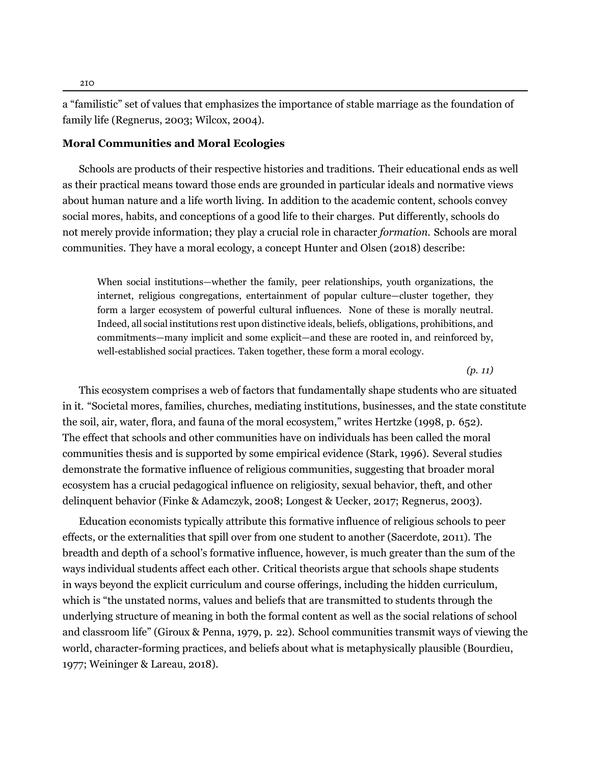a "familistic" set of values that emphasizes the importance of stable marriage as the foundation of family life (Regnerus, 2003; Wilcox, 2004).

### Moral Communities and Moral Ecologies

Schools are products of their respective histories and traditions. Their educational ends as well as their practical means toward those ends are grounded in particular ideals and normative views about human nature and a life worth living. In addition to the academic content, schools convey social mores, habits, and conceptions of a good life to their charges. Put differently, schools do not merely provide information; they play a crucial role in character *formation.* Schools are moral communities. They have a moral ecology, a concept Hunter and Olsen (2018) describe:

> When social institutions—whether the family, peer relationships, youth organizations, the internet, religious congregations, entertainment of popular culture—cluster together, they form a larger ecosystem of powerful cultural influences. None of these is morally neutral. Indeed, all social institutions rest upon distinctive ideals, beliefs, obligations, prohibitions, and commitments—many implicit and some explicit—and these are rooted in, and reinforced by, well-established social practices. Taken together, these form a moral ecology.
>
> *(p. 11)*

This ecosystem comprises a web of factors that fundamentally shape students who are situated in it. "Societal mores, families, churches, mediating institutions, businesses, and the state constitute the soil, air, water, flora, and fauna of the moral ecosystem," writes Hertzke (1998, p. 652). The effect that schools and other communities have on individuals has been called the moral communities thesis and is supported by some empirical evidence (Stark, 1996). Several studies demonstrate the formative influence of religious communities, suggesting that broader moral ecosystem has a crucial pedagogical influence on religiosity, sexual behavior, theft, and other delinquent behavior (Finke & Adamczyk, 2008; Longest & Uecker, 2017; Regnerus, 2003).

Education economists typically attribute this formative influence of religious schools to peer effects, or the externalities that spill over from one student to another (Sacerdote, 2011). The breadth and depth of a school's formative influence, however, is much greater than the sum of the ways individual students affect each other. Critical theorists argue that schools shape students in ways beyond the explicit curriculum and course offerings, including the hidden curriculum, which is "the unstated norms, values and beliefs that are transmitted to students through the underlying structure of meaning in both the formal content as well as the social relations of school and classroom life" (Giroux & Penna, 1979, p. 22). School communities transmit ways of viewing the world, character-forming practices, and beliefs about what is metaphysically plausible (Bourdieu, 1977; Weininger & Lareau, 2018).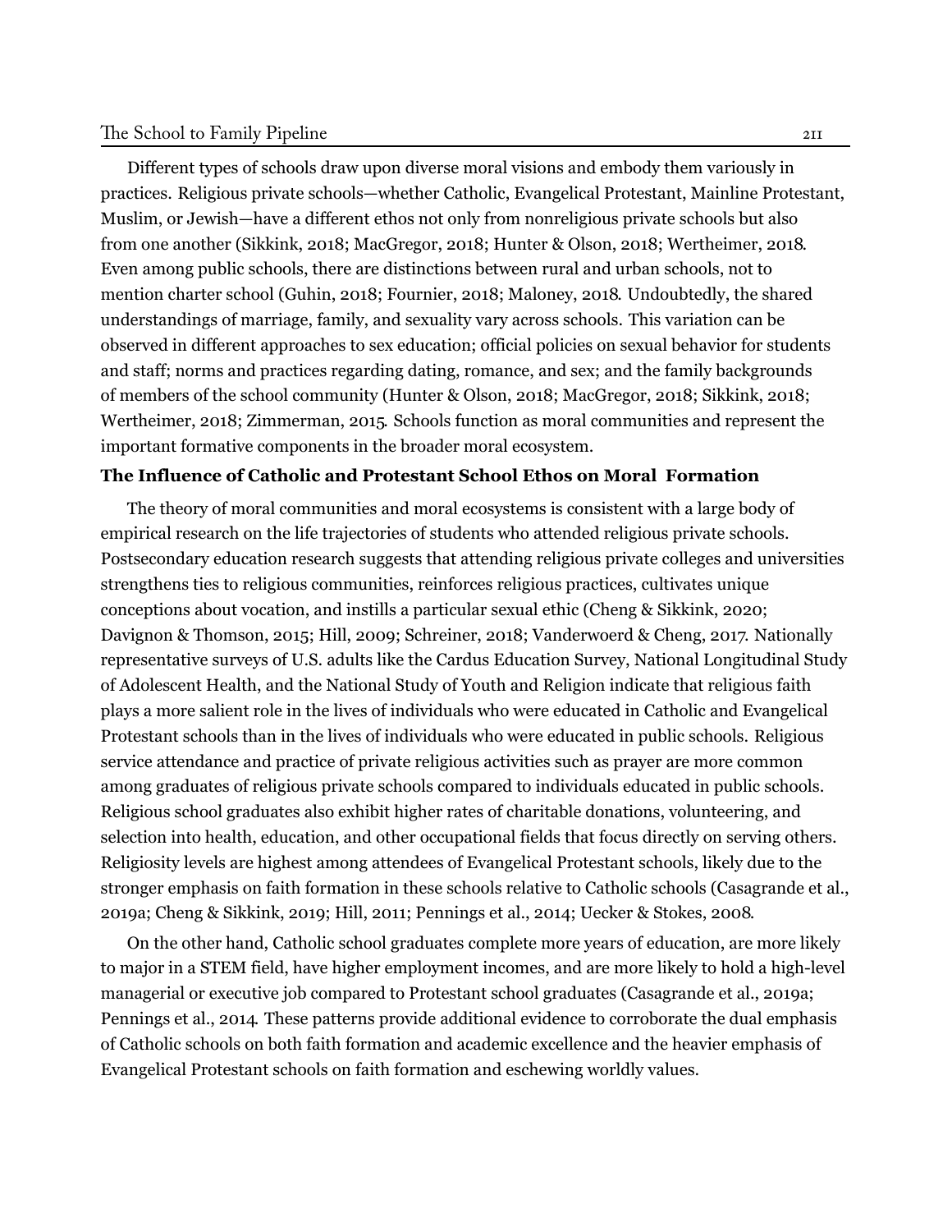Different types of schools draw upon diverse moral visions and embody them variously in practices. Religious private schools—whether Catholic, Evangelical Protestant, Mainline Protestant, Muslim, or Jewish—have a different ethos not only from nonreligious private schools but also from one another (Sikkink, 2018; MacGregor, 2018; Hunter & Olson, 2018; Wertheimer, 2018. Even among public schools, there are distinctions between rural and urban schools, not to mention charter school (Guhin, 2018; Fournier, 2018; Maloney, 2018. Undoubtedly, the shared understandings of marriage, family, and sexuality vary across schools. This variation can be observed in different approaches to sex education; official policies on sexual behavior for students and staff; norms and practices regarding dating, romance, and sex; and the family backgrounds of members of the school community (Hunter & Olson, 2018; MacGregor, 2018; Sikkink, 2018; Wertheimer, 2018; Zimmerman, 2015. Schools function as moral communities and represent the important formative components in the broader moral ecosystem.

### The Influence of Catholic and Protestant School Ethos on Moral Formation

The theory of moral communities and moral ecosystems is consistent with a large body of empirical research on the life trajectories of students who attended religious private schools. Postsecondary education research suggests that attending religious private colleges and universities strengthens ties to religious communities, reinforces religious practices, cultivates unique conceptions about vocation, and instills a particular sexual ethic (Cheng & Sikkink, 2020; Davignon & Thomson, 2015; Hill, 2009; Schreiner, 2018; Vanderwoerd & Cheng, 2017. Nationally representative surveys of U.S. adults like the Cardus Education Survey, National Longitudinal Study of Adolescent Health, and the National Study of Youth and Religion indicate that religious faith plays a more salient role in the lives of individuals who were educated in Catholic and Evangelical Protestant schools than in the lives of individuals who were educated in public schools. Religious service attendance and practice of private religious activities such as prayer are more common among graduates of religious private schools compared to individuals educated in public schools. Religious school graduates also exhibit higher rates of charitable donations, volunteering, and selection into health, education, and other occupational fields that focus directly on serving others. Religiosity levels are highest among attendees of Evangelical Protestant schools, likely due to the stronger emphasis on faith formation in these schools relative to Catholic schools (Casagrande et al., 2019a; Cheng & Sikkink, 2019; Hill, 2011; Pennings et al., 2014; Uecker & Stokes, 2008.

On the other hand, Catholic school graduates complete more years of education, are more likely to major in a STEM field, have higher employment incomes, and are more likely to hold a high-level managerial or executive job compared to Protestant school graduates (Casagrande et al., 2019a; Pennings et al., 2014. These patterns provide additional evidence to corroborate the dual emphasis of Catholic schools on both faith formation and academic excellence and the heavier emphasis of Evangelical Protestant schools on faith formation and eschewing worldly values.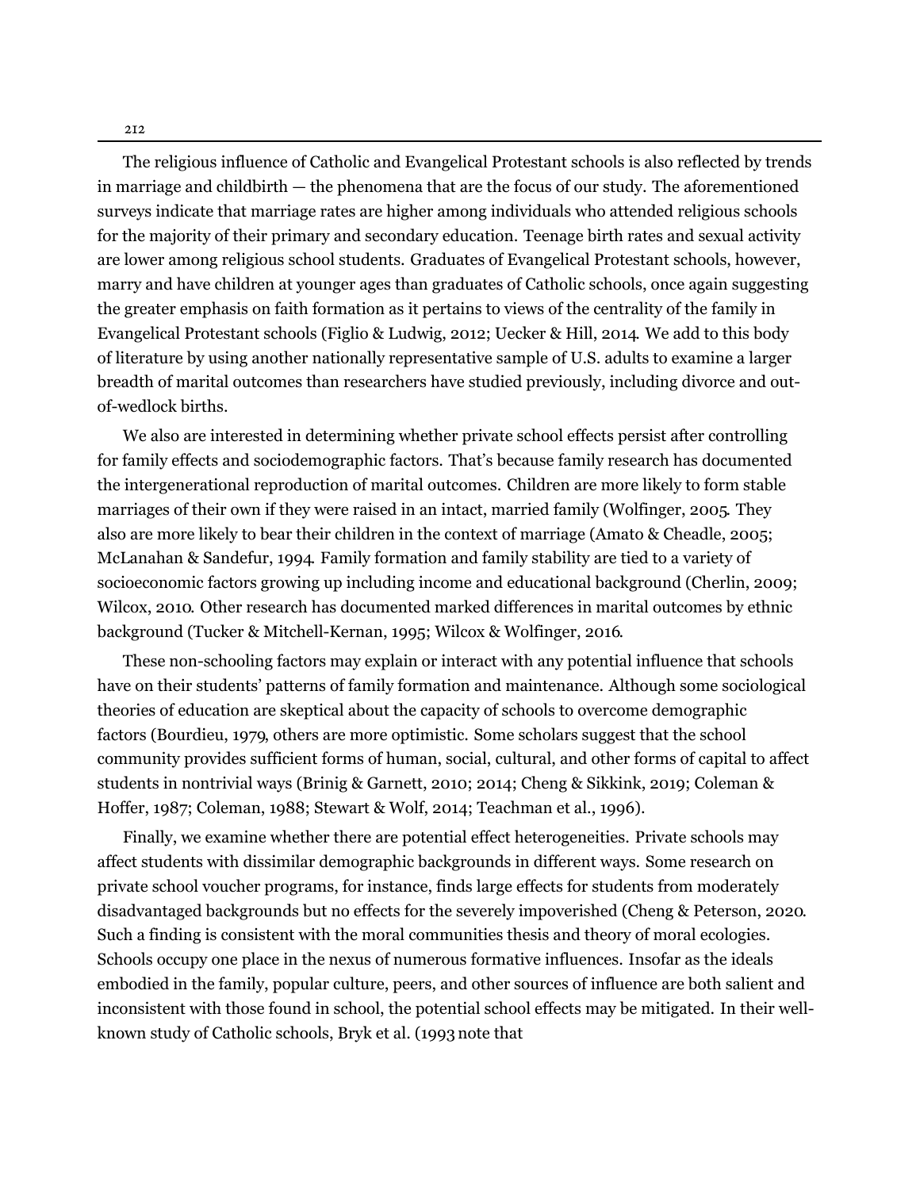The religious influence of Catholic and Evangelical Protestant schools is also reflected by trends in marriage and childbirth — the phenomena that are the focus of our study. The aforementioned surveys indicate that marriage rates are higher among individuals who attended religious schools for the majority of their primary and secondary education. Teenage birth rates and sexual activity are lower among religious school students. Graduates of Evangelical Protestant schools, however, marry and have children at younger ages than graduates of Catholic schools, once again suggesting the greater emphasis on faith formation as it pertains to views of the centrality of the family in Evangelical Protestant schools (Figlio & Ludwig, 2012; Uecker & Hill, 2014. We add to this body of literature by using another nationally representative sample of U.S. adults to examine a larger breadth of marital outcomes than researchers have studied previously, including divorce and out-of-wedlock births.

We also are interested in determining whether private school effects persist after controlling for family effects and sociodemographic factors. That's because family research has documented the intergenerational reproduction of marital outcomes. Children are more likely to form stable marriages of their own if they were raised in an intact, married family (Wolfinger, 2005. They also are more likely to bear their children in the context of marriage (Amato & Cheadle, 2005; McLanahan & Sandefur, 1994. Family formation and family stability are tied to a variety of socioeconomic factors growing up including income and educational background (Cherlin, 2009; Wilcox, 2010. Other research has documented marked differences in marital outcomes by ethnic background (Tucker & Mitchell-Kernan, 1995; Wilcox & Wolfinger, 2016.

These non-schooling factors may explain or interact with any potential influence that schools have on their students' patterns of family formation and maintenance. Although some sociological theories of education are skeptical about the capacity of schools to overcome demographic factors (Bourdieu, 1979, others are more optimistic. Some scholars suggest that the school community provides sufficient forms of human, social, cultural, and other forms of capital to affect students in nontrivial ways (Brinig & Garnett, 2010; 2014; Cheng & Sikkink, 2019; Coleman & Hoffer, 1987; Coleman, 1988; Stewart & Wolf, 2014; Teachman et al., 1996).

Finally, we examine whether there are potential effect heterogeneities. Private schools may affect students with dissimilar demographic backgrounds in different ways. Some research on private school voucher programs, for instance, finds large effects for students from moderately disadvantaged backgrounds but no effects for the severely impoverished (Cheng & Peterson, 2020. Such a finding is consistent with the moral communities thesis and theory of moral ecologies. Schools occupy one place in the nexus of numerous formative influences. Insofar as the ideals embodied in the family, popular culture, peers, and other sources of influence are both salient and inconsistent with those found in school, the potential school effects may be mitigated. In their well-known study of Catholic schools, Bryk et al. (1993 note that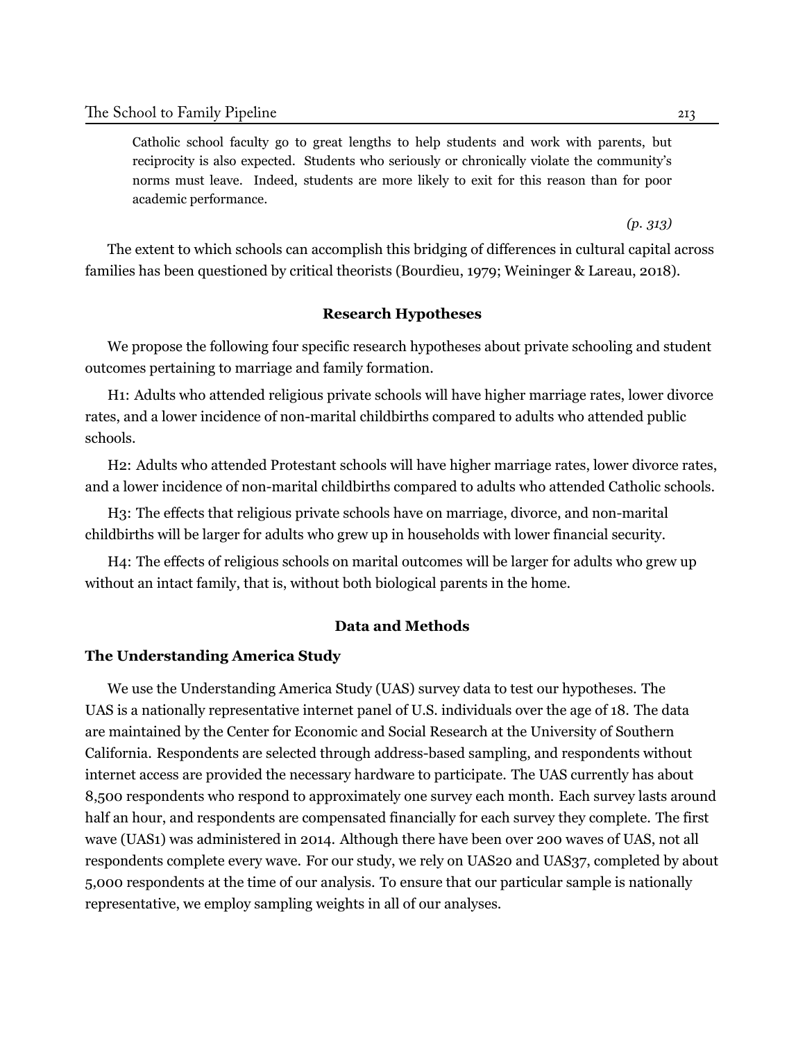> Catholic school faculty go to great lengths to help students and work with parents, but reciprocity is also expected. Students who seriously or chronically violate the community's norms must leave. Indeed, students are more likely to exit for this reason than for poor academic performance.
>
> *(p. 313)*

The extent to which schools can accomplish this bridging of differences in cultural capital across families has been questioned by critical theorists (Bourdieu, 1979; Weininger & Lareau, 2018).

## Research Hypotheses

We propose the following four specific research hypotheses about private schooling and student outcomes pertaining to marriage and family formation.

H1: Adults who attended religious private schools will have higher marriage rates, lower divorce rates, and a lower incidence of non-marital childbirths compared to adults who attended public schools.

H2: Adults who attended Protestant schools will have higher marriage rates, lower divorce rates, and a lower incidence of non-marital childbirths compared to adults who attended Catholic schools.

H3: The effects that religious private schools have on marriage, divorce, and non-marital childbirths will be larger for adults who grew up in households with lower financial security.

H4: The effects of religious schools on marital outcomes will be larger for adults who grew up without an intact family, that is, without both biological parents in the home.

## Data and Methods

### The Understanding America Study

We use the Understanding America Study (UAS) survey data to test our hypotheses. The UAS is a nationally representative internet panel of U.S. individuals over the age of 18. The data are maintained by the Center for Economic and Social Research at the University of Southern California. Respondents are selected through address-based sampling, and respondents without internet access are provided the necessary hardware to participate. The UAS currently has about 8,500 respondents who respond to approximately one survey each month. Each survey lasts around half an hour, and respondents are compensated financially for each survey they complete. The first wave (UAS1) was administered in 2014. Although there have been over 200 waves of UAS, not all respondents complete every wave. For our study, we rely on UAS20 and UAS37, completed by about 5,000 respondents at the time of our analysis. To ensure that our particular sample is nationally representative, we employ sampling weights in all of our analyses.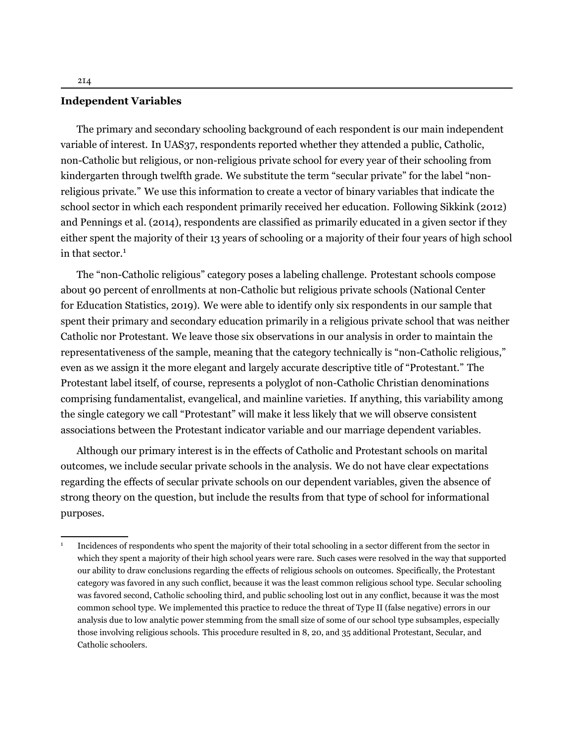## Independent Variables

The primary and secondary schooling background of each respondent is our main independent variable of interest. In UAS37, respondents reported whether they attended a public, Catholic, non-Catholic but religious, or non-religious private school for every year of their schooling from kindergarten through twelfth grade. We substitute the term "secular private" for the label "non-religious private." We use this information to create a vector of binary variables that indicate the school sector in which each respondent primarily received her education. Following Sikkink (2012) and Pennings et al. (2014), respondents are classified as primarily educated in a given sector if they either spent the majority of their 13 years of schooling or a majority of their four years of high school in that sector.[1]

The "non-Catholic religious" category poses a labeling challenge. Protestant schools compose about 90 percent of enrollments at non-Catholic but religious private schools (National Center for Education Statistics, 2019). We were able to identify only six respondents in our sample that spent their primary and secondary education primarily in a religious private school that was neither Catholic nor Protestant. We leave those six observations in our analysis in order to maintain the representativeness of the sample, meaning that the category technically is "non-Catholic religious," even as we assign it the more elegant and largely accurate descriptive title of "Protestant." The Protestant label itself, of course, represents a polyglot of non-Catholic Christian denominations comprising fundamentalist, evangelical, and mainline varieties. If anything, this variability among the single category we call "Protestant" will make it less likely that we will observe consistent associations between the Protestant indicator variable and our marriage dependent variables.

Although our primary interest is in the effects of Catholic and Protestant schools on marital outcomes, we include secular private schools in the analysis. We do not have clear expectations regarding the effects of secular private schools on our dependent variables, given the absence of strong theory on the question, but include the results from that type of school for informational purposes.

---

[1] Incidences of respondents who spent the majority of their total schooling in a sector different from the sector in which they spent a majority of their high school years were rare. Such cases were resolved in the way that supported our ability to draw conclusions regarding the effects of religious schools on outcomes. Specifically, the Protestant category was favored in any such conflict, because it was the least common religious school type. Secular schooling was favored second, Catholic schooling third, and public schooling lost out in any conflict, because it was the most common school type. We implemented this practice to reduce the threat of Type II (false negative) errors in our analysis due to low analytic power stemming from the small size of some of our school type subsamples, especially those involving religious schools. This procedure resulted in 8, 20, and 35 additional Protestant, Secular, and Catholic schoolers.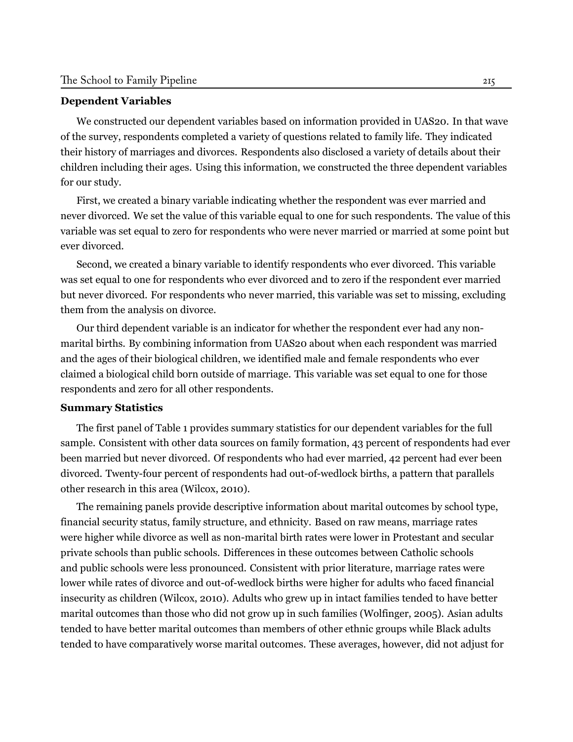**Dependent Variables**

We constructed our dependent variables based on information provided in UAS20. In that wave of the survey, respondents completed a variety of questions related to family life. They indicated their history of marriages and divorces. Respondents also disclosed a variety of details about their children including their ages. Using this information, we constructed the three dependent variables for our study.

First, we created a binary variable indicating whether the respondent was ever married and never divorced. We set the value of this variable equal to one for such respondents. The value of this variable was set equal to zero for respondents who were never married or married at some point but ever divorced.

Second, we created a binary variable to identify respondents who ever divorced. This variable was set equal to one for respondents who ever divorced and to zero if the respondent ever married but never divorced. For respondents who never married, this variable was set to missing, excluding them from the analysis on divorce.

Our third dependent variable is an indicator for whether the respondent ever had any non-marital births. By combining information from UAS20 about when each respondent was married and the ages of their biological children, we identified male and female respondents who ever claimed a biological child born outside of marriage. This variable was set equal to one for those respondents and zero for all other respondents.

**Summary Statistics**

The first panel of Table 1 provides summary statistics for our dependent variables for the full sample. Consistent with other data sources on family formation, 43 percent of respondents had ever been married but never divorced. Of respondents who had ever married, 42 percent had ever been divorced. Twenty-four percent of respondents had out-of-wedlock births, a pattern that parallels other research in this area (Wilcox, 2010).

The remaining panels provide descriptive information about marital outcomes by school type, financial security status, family structure, and ethnicity. Based on raw means, marriage rates were higher while divorce as well as non-marital birth rates were lower in Protestant and secular private schools than public schools. Differences in these outcomes between Catholic schools and public schools were less pronounced. Consistent with prior literature, marriage rates were lower while rates of divorce and out-of-wedlock births were higher for adults who faced financial insecurity as children (Wilcox, 2010). Adults who grew up in intact families tended to have better marital outcomes than those who did not grow up in such families (Wolfinger, 2005). Asian adults tended to have better marital outcomes than members of other ethnic groups while Black adults tended to have comparatively worse marital outcomes. These averages, however, did not adjust for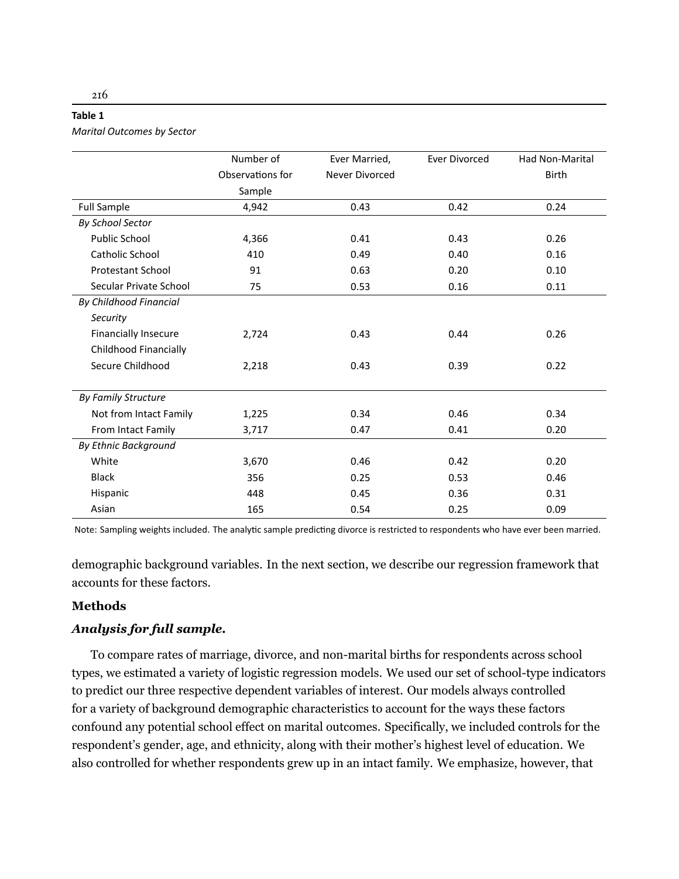**Table 1**

*Marital Outcomes by Sector*

| | Number of Observations for Sample | Ever Married, Never Divorced | Ever Divorced | Had Non-Marital Birth |
|---|---|---|---|---|
| Full Sample | 4,942 | 0.43 | 0.42 | 0.24 |
| *By School Sector* | | | | |
| Public School | 4,366 | 0.41 | 0.43 | 0.26 |
| Catholic School | 410 | 0.49 | 0.40 | 0.16 |
| Protestant School | 91 | 0.63 | 0.20 | 0.10 |
| Secular Private School | 75 | 0.53 | 0.16 | 0.11 |
| *By Childhood Financial Security* | | | | |
| Financially Insecure | 2,724 | 0.43 | 0.44 | 0.26 |
| Childhood Financially Secure Childhood | 2,218 | 0.43 | 0.39 | 0.22 |
| *By Family Structure* | | | | |
| Not from Intact Family | 1,225 | 0.34 | 0.46 | 0.34 |
| From Intact Family | 3,717 | 0.47 | 0.41 | 0.20 |
| *By Ethnic Background* | | | | |
| White | 3,670 | 0.46 | 0.42 | 0.20 |
| Black | 356 | 0.25 | 0.53 | 0.46 |
| Hispanic | 448 | 0.45 | 0.36 | 0.31 |
| Asian | 165 | 0.54 | 0.25 | 0.09 |

Note: Sampling weights included. The analytic sample predicting divorce is restricted to respondents who have ever been married.

demographic background variables. In the next section, we describe our regression framework that accounts for these factors.

## Methods

### *Analysis for full sample.*

To compare rates of marriage, divorce, and non-marital births for respondents across school types, we estimated a variety of logistic regression models. We used our set of school-type indicators to predict our three respective dependent variables of interest. Our models always controlled for a variety of background demographic characteristics to account for the ways these factors confound any potential school effect on marital outcomes. Specifically, we included controls for the respondent's gender, age, and ethnicity, along with their mother's highest level of education. We also controlled for whether respondents grew up in an intact family. We emphasize, however, that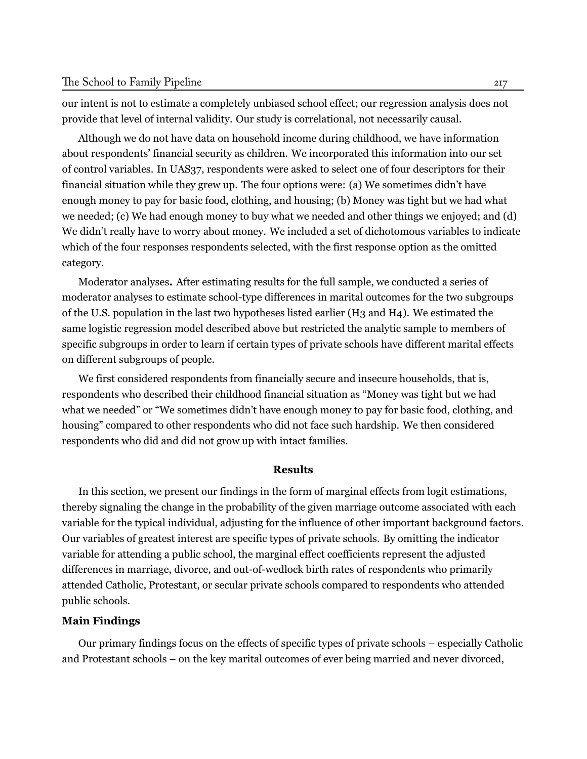our intent is not to estimate a completely unbiased school effect; our regression analysis does not provide that level of internal validity. Our study is correlational, not necessarily causal.

Although we do not have data on household income during childhood, we have information about respondents' financial security as children. We incorporated this information into our set of control variables. In UAS37, respondents were asked to select one of four descriptors for their financial situation while they grew up. The four options were: (a) We sometimes didn't have enough money to pay for basic food, clothing, and housing; (b) Money was tight but we had what we needed; (c) We had enough money to buy what we needed and other things we enjoyed; and (d) We didn't really have to worry about money. We included a set of dichotomous variables to indicate which of the four responses respondents selected, with the first response option as the omitted category.

Moderator analyses**.** After estimating results for the full sample, we conducted a series of moderator analyses to estimate school-type differences in marital outcomes for the two subgroups of the U.S. population in the last two hypotheses listed earlier (H3 and H4). We estimated the same logistic regression model described above but restricted the analytic sample to members of specific subgroups in order to learn if certain types of private schools have different marital effects on different subgroups of people.

We first considered respondents from financially secure and insecure households, that is, respondents who described their childhood financial situation as "Money was tight but we had what we needed" or "We sometimes didn't have enough money to pay for basic food, clothing, and housing" compared to other respondents who did not face such hardship. We then considered respondents who did and did not grow up with intact families.

## Results

In this section, we present our findings in the form of marginal effects from logit estimations, thereby signaling the change in the probability of the given marriage outcome associated with each variable for the typical individual, adjusting for the influence of other important background factors. Our variables of greatest interest are specific types of private schools. By omitting the indicator variable for attending a public school, the marginal effect coefficients represent the adjusted differences in marriage, divorce, and out-of-wedlock birth rates of respondents who primarily attended Catholic, Protestant, or secular private schools compared to respondents who attended public schools.

### Main Findings

Our primary findings focus on the effects of specific types of private schools – especially Catholic and Protestant schools – on the key marital outcomes of ever being married and never divorced,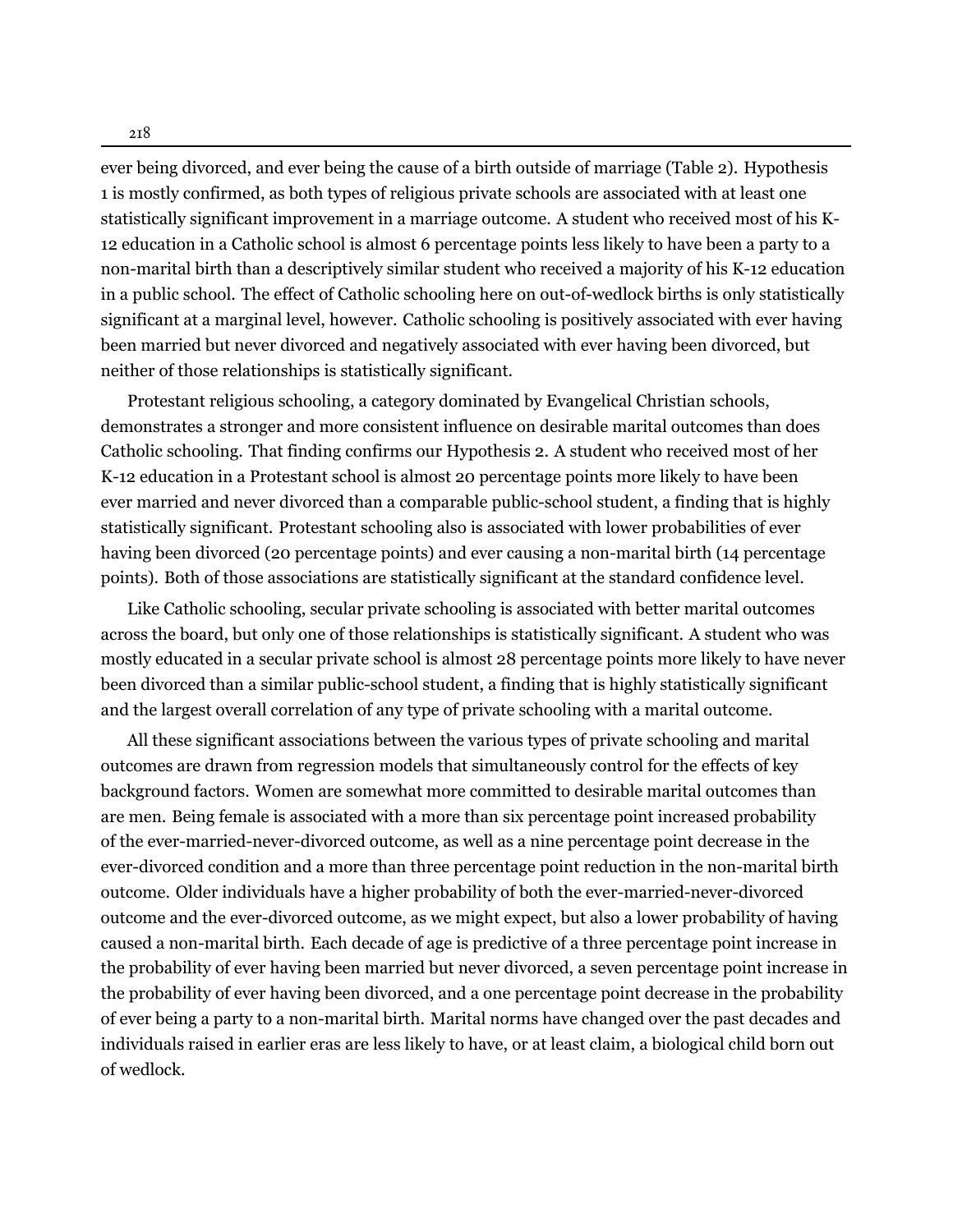ever being divorced, and ever being the cause of a birth outside of marriage (Table 2). Hypothesis 1 is mostly confirmed, as both types of religious private schools are associated with at least one statistically significant improvement in a marriage outcome. A student who received most of his K-12 education in a Catholic school is almost 6 percentage points less likely to have been a party to a non-marital birth than a descriptively similar student who received a majority of his K-12 education in a public school. The effect of Catholic schooling here on out-of-wedlock births is only statistically significant at a marginal level, however. Catholic schooling is positively associated with ever having been married but never divorced and negatively associated with ever having been divorced, but neither of those relationships is statistically significant.

Protestant religious schooling, a category dominated by Evangelical Christian schools, demonstrates a stronger and more consistent influence on desirable marital outcomes than does Catholic schooling. That finding confirms our Hypothesis 2. A student who received most of her K-12 education in a Protestant school is almost 20 percentage points more likely to have been ever married and never divorced than a comparable public-school student, a finding that is highly statistically significant. Protestant schooling also is associated with lower probabilities of ever having been divorced (20 percentage points) and ever causing a non-marital birth (14 percentage points). Both of those associations are statistically significant at the standard confidence level.

Like Catholic schooling, secular private schooling is associated with better marital outcomes across the board, but only one of those relationships is statistically significant. A student who was mostly educated in a secular private school is almost 28 percentage points more likely to have never been divorced than a similar public-school student, a finding that is highly statistically significant and the largest overall correlation of any type of private schooling with a marital outcome.

All these significant associations between the various types of private schooling and marital outcomes are drawn from regression models that simultaneously control for the effects of key background factors. Women are somewhat more committed to desirable marital outcomes than are men. Being female is associated with a more than six percentage point increased probability of the ever-married-never-divorced outcome, as well as a nine percentage point decrease in the ever-divorced condition and a more than three percentage point reduction in the non-marital birth outcome. Older individuals have a higher probability of both the ever-married-never-divorced outcome and the ever-divorced outcome, as we might expect, but also a lower probability of having caused a non-marital birth. Each decade of age is predictive of a three percentage point increase in the probability of ever having been married but never divorced, a seven percentage point increase in the probability of ever having been divorced, and a one percentage point decrease in the probability of ever being a party to a non-marital birth. Marital norms have changed over the past decades and individuals raised in earlier eras are less likely to have, or at least claim, a biological child born out of wedlock.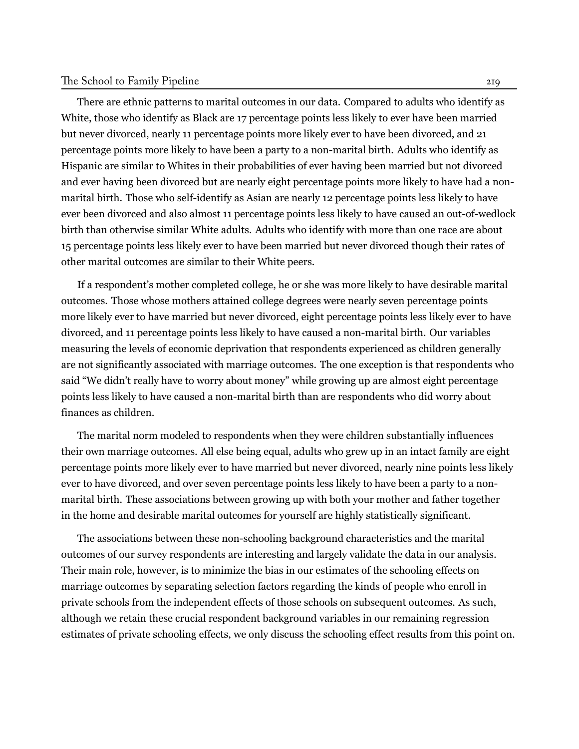There are ethnic patterns to marital outcomes in our data. Compared to adults who identify as White, those who identify as Black are 17 percentage points less likely to ever have been married but never divorced, nearly 11 percentage points more likely ever to have been divorced, and 21 percentage points more likely to have been a party to a non-marital birth. Adults who identify as Hispanic are similar to Whites in their probabilities of ever having been married but not divorced and ever having been divorced but are nearly eight percentage points more likely to have had a non-marital birth. Those who self-identify as Asian are nearly 12 percentage points less likely to have ever been divorced and also almost 11 percentage points less likely to have caused an out-of-wedlock birth than otherwise similar White adults. Adults who identify with more than one race are about 15 percentage points less likely ever to have been married but never divorced though their rates of other marital outcomes are similar to their White peers.

If a respondent's mother completed college, he or she was more likely to have desirable marital outcomes. Those whose mothers attained college degrees were nearly seven percentage points more likely ever to have married but never divorced, eight percentage points less likely ever to have divorced, and 11 percentage points less likely to have caused a non-marital birth. Our variables measuring the levels of economic deprivation that respondents experienced as children generally are not significantly associated with marriage outcomes. The one exception is that respondents who said "We didn't really have to worry about money" while growing up are almost eight percentage points less likely to have caused a non-marital birth than are respondents who did worry about finances as children.

The marital norm modeled to respondents when they were children substantially influences their own marriage outcomes. All else being equal, adults who grew up in an intact family are eight percentage points more likely ever to have married but never divorced, nearly nine points less likely ever to have divorced, and over seven percentage points less likely to have been a party to a non-marital birth. These associations between growing up with both your mother and father together in the home and desirable marital outcomes for yourself are highly statistically significant.

The associations between these non-schooling background characteristics and the marital outcomes of our survey respondents are interesting and largely validate the data in our analysis. Their main role, however, is to minimize the bias in our estimates of the schooling effects on marriage outcomes by separating selection factors regarding the kinds of people who enroll in private schools from the independent effects of those schools on subsequent outcomes. As such, although we retain these crucial respondent background variables in our remaining regression estimates of private schooling effects, we only discuss the schooling effect results from this point on.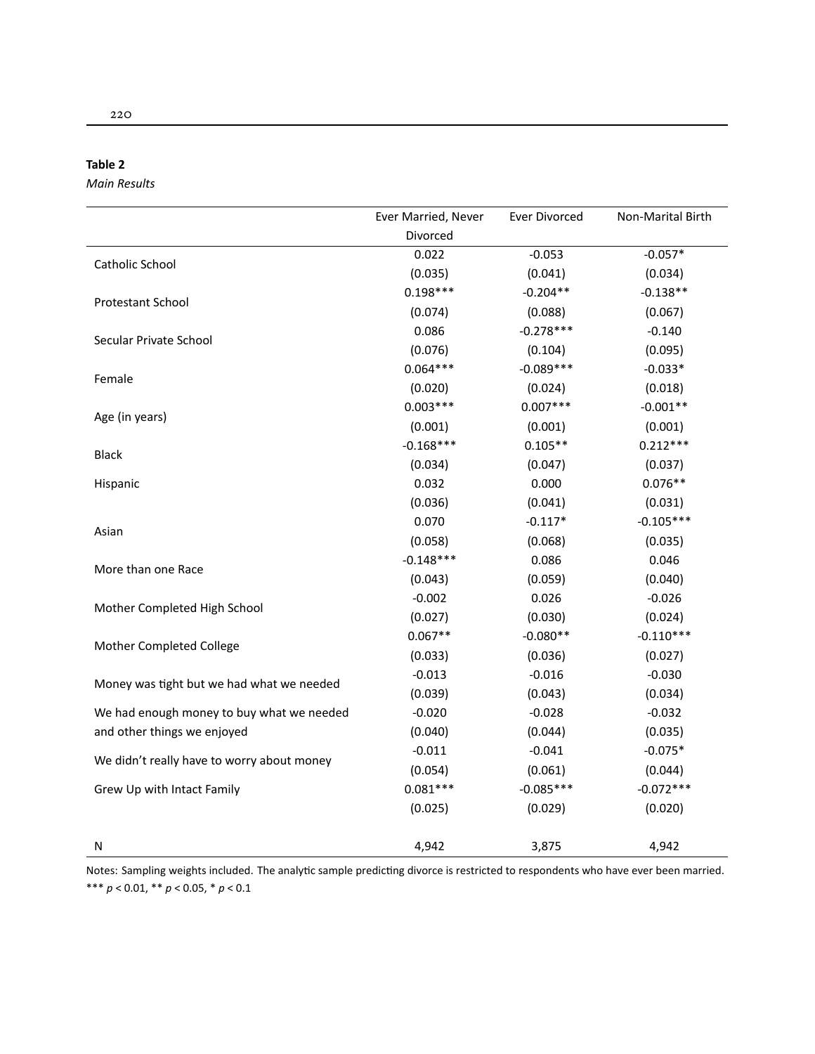**Table 2**

*Main Results*

| | Ever Married, Never Divorced | Ever Divorced | Non-Marital Birth |
|---|---|---|---|
| Catholic School | 0.022 | -0.053 | -0.057* |
| | (0.035) | (0.041) | (0.034) |
| Protestant School | 0.198*** | -0.204** | -0.138** |
| | (0.074) | (0.088) | (0.067) |
| Secular Private School | 0.086 | -0.278*** | -0.140 |
| | (0.076) | (0.104) | (0.095) |
| Female | 0.064*** | -0.089*** | -0.033* |
| | (0.020) | (0.024) | (0.018) |
| Age (in years) | 0.003*** | 0.007*** | -0.001** |
| | (0.001) | (0.001) | (0.001) |
| Black | -0.168*** | 0.105** | 0.212*** |
| | (0.034) | (0.047) | (0.037) |
| Hispanic | 0.032 | 0.000 | 0.076** |
| | (0.036) | (0.041) | (0.031) |
| Asian | 0.070 | -0.117* | -0.105*** |
| | (0.058) | (0.068) | (0.035) |
| More than one Race | -0.148*** | 0.086 | 0.046 |
| | (0.043) | (0.059) | (0.040) |
| Mother Completed High School | -0.002 | 0.026 | -0.026 |
| | (0.027) | (0.030) | (0.024) |
| Mother Completed College | 0.067** | -0.080** | -0.110*** |
| | (0.033) | (0.036) | (0.027) |
| Money was tight but we had what we needed | -0.013 | -0.016 | -0.030 |
| | (0.039) | (0.043) | (0.034) |
| We had enough money to buy what we needed and other things we enjoyed | -0.020 | -0.028 | -0.032 |
| | (0.040) | (0.044) | (0.035) |
| We didn't really have to worry about money | -0.011 | -0.041 | -0.075* |
| | (0.054) | (0.061) | (0.044) |
| Grew Up with Intact Family | 0.081*** | -0.085*** | -0.072*** |
| | (0.025) | (0.029) | (0.020) |
| N | 4,942 | 3,875 | 4,942 |

Notes: Sampling weights included. The analytic sample predicting divorce is restricted to respondents who have ever been married.
*** $p < 0.01$, ** $p < 0.05$, * $p < 0.1$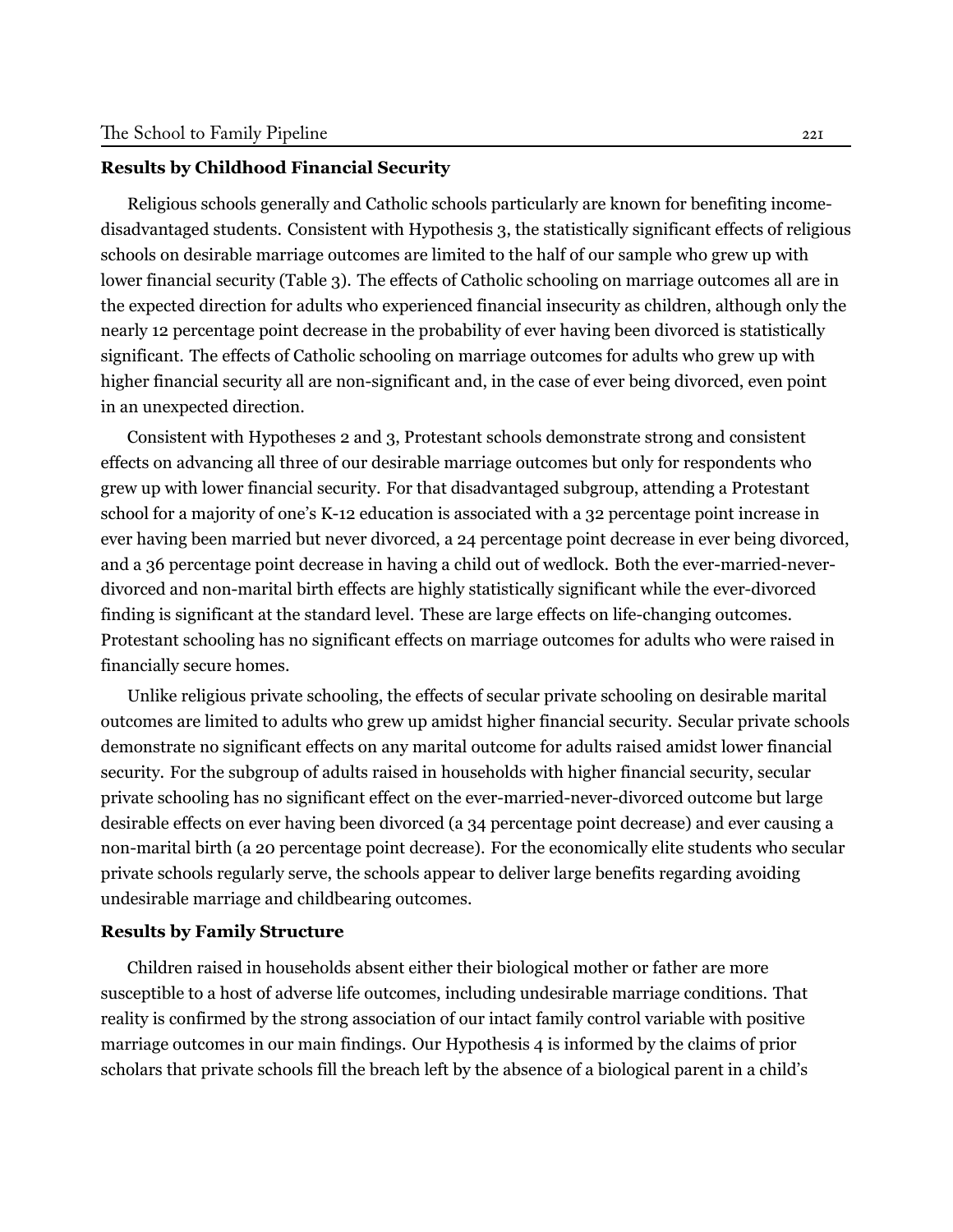### Results by Childhood Financial Security

Religious schools generally and Catholic schools particularly are known for benefiting income-disadvantaged students. Consistent with Hypothesis 3, the statistically significant effects of religious schools on desirable marriage outcomes are limited to the half of our sample who grew up with lower financial security (Table 3). The effects of Catholic schooling on marriage outcomes all are in the expected direction for adults who experienced financial insecurity as children, although only the nearly 12 percentage point decrease in the probability of ever having been divorced is statistically significant. The effects of Catholic schooling on marriage outcomes for adults who grew up with higher financial security all are non-significant and, in the case of ever being divorced, even point in an unexpected direction.

Consistent with Hypotheses 2 and 3, Protestant schools demonstrate strong and consistent effects on advancing all three of our desirable marriage outcomes but only for respondents who grew up with lower financial security. For that disadvantaged subgroup, attending a Protestant school for a majority of one's K-12 education is associated with a 32 percentage point increase in ever having been married but never divorced, a 24 percentage point decrease in ever being divorced, and a 36 percentage point decrease in having a child out of wedlock. Both the ever-married-never-divorced and non-marital birth effects are highly statistically significant while the ever-divorced finding is significant at the standard level. These are large effects on life-changing outcomes. Protestant schooling has no significant effects on marriage outcomes for adults who were raised in financially secure homes.

Unlike religious private schooling, the effects of secular private schooling on desirable marital outcomes are limited to adults who grew up amidst higher financial security. Secular private schools demonstrate no significant effects on any marital outcome for adults raised amidst lower financial security. For the subgroup of adults raised in households with higher financial security, secular private schooling has no significant effect on the ever-married-never-divorced outcome but large desirable effects on ever having been divorced (a 34 percentage point decrease) and ever causing a non-marital birth (a 20 percentage point decrease). For the economically elite students who secular private schools regularly serve, the schools appear to deliver large benefits regarding avoiding undesirable marriage and childbearing outcomes.

### Results by Family Structure

Children raised in households absent either their biological mother or father are more susceptible to a host of adverse life outcomes, including undesirable marriage conditions. That reality is confirmed by the strong association of our intact family control variable with positive marriage outcomes in our main findings. Our Hypothesis 4 is informed by the claims of prior scholars that private schools fill the breach left by the absence of a biological parent in a child's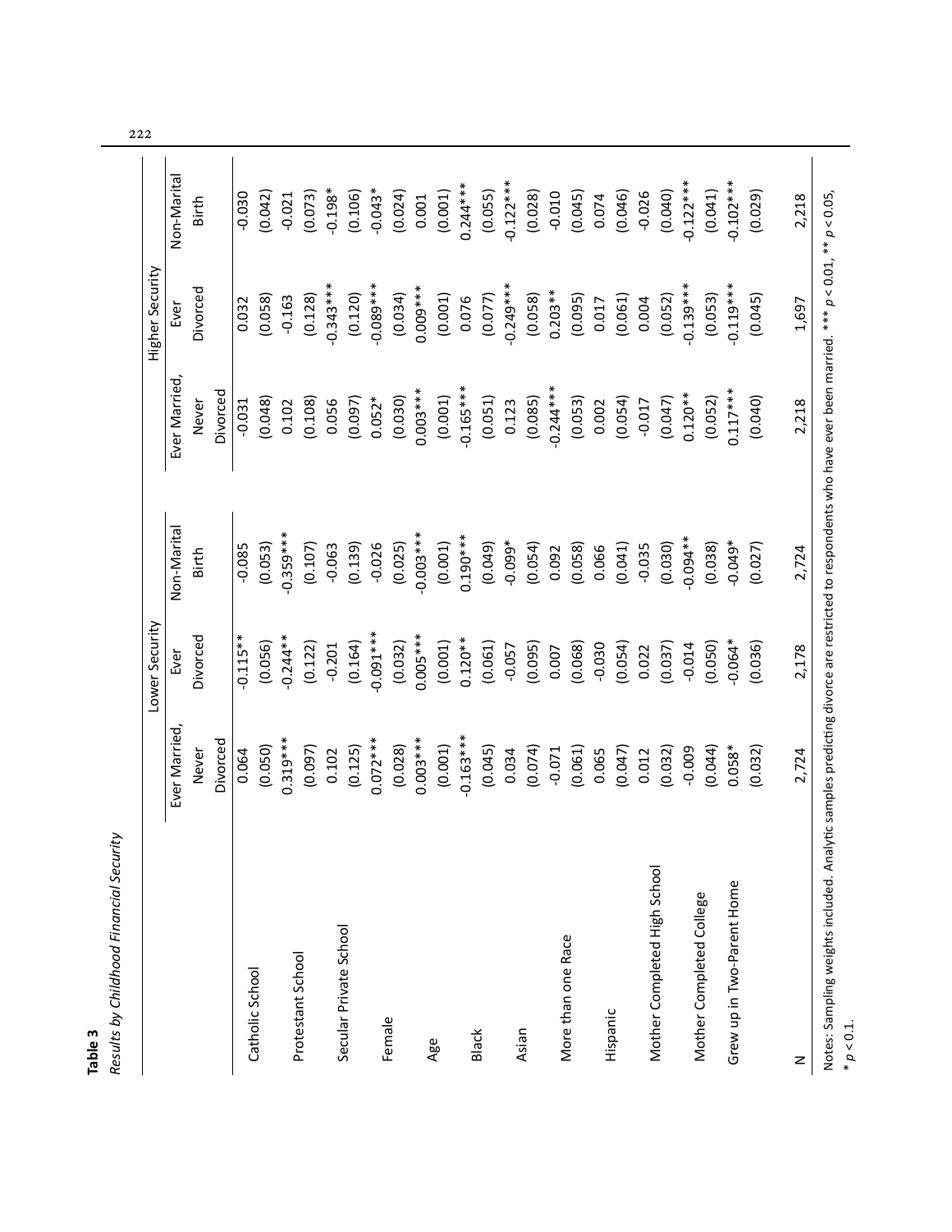**Table 3**

*Results by Childhood Financial Security*

| | Lower Security | | | Higher Security | | |
|---|---|---|---|---|---|---|
| | Ever Married, Never Divorced | Ever Divorced | Non-Marital Birth | Ever Married, Never Divorced | Ever Divorced | Non-Marital Birth |
| Catholic School | 0.064 | -0.115** | -0.085 | -0.031 | 0.032 | -0.030 |
| | (0.050) | (0.056) | (0.053) | (0.048) | (0.058) | (0.042) |
| Protestant School | 0.319*** | -0.244** | -0.359*** | 0.102 | -0.163 | -0.021 |
| | (0.097) | (0.122) | (0.107) | (0.108) | (0.128) | (0.073) |
| Secular Private School | 0.102 | -0.201 | -0.063 | 0.056 | -0.343*** | -0.198* |
| | (0.125) | (0.164) | (0.139) | (0.097) | (0.120) | (0.106) |
| Female | 0.072*** | -0.091*** | -0.026 | 0.052* | -0.089*** | -0.043* |
| | (0.028) | (0.032) | (0.025) | (0.030) | (0.034) | (0.024) |
| Age | 0.003*** | 0.005*** | -0.003*** | 0.003*** | 0.009*** | 0.001 |
| | (0.001) | (0.001) | (0.001) | (0.001) | (0.001) | (0.001) |
| Black | -0.163*** | 0.120** | 0.190*** | -0.165*** | 0.076 | 0.244*** |
| | (0.045) | (0.061) | (0.049) | (0.051) | (0.077) | (0.055) |
| Asian | 0.034 | -0.057 | -0.099* | 0.123 | -0.249*** | -0.122*** |
| | (0.074) | (0.095) | (0.054) | (0.085) | (0.058) | (0.028) |
| More than one Race | -0.071 | 0.007 | 0.092 | -0.244*** | 0.203** | -0.010 |
| | (0.061) | (0.068) | (0.058) | (0.053) | (0.095) | (0.045) |
| Hispanic | 0.065 | -0.030 | 0.066 | 0.002 | 0.017 | 0.074 |
| | (0.047) | (0.054) | (0.041) | (0.054) | (0.061) | (0.046) |
| Mother Completed High School | 0.012 | 0.022 | -0.035 | -0.017 | 0.004 | -0.026 |
| | (0.032) | (0.037) | (0.030) | (0.047) | (0.052) | (0.040) |
| Mother Completed College | -0.009 | -0.014 | -0.094** | 0.120** | -0.139*** | -0.122*** |
| | (0.044) | (0.050) | (0.038) | (0.052) | (0.053) | (0.041) |
| Grew up in Two-Parent Home | 0.058* | -0.064* | -0.049* | 0.117*** | -0.119*** | -0.102*** |
| | (0.032) | (0.036) | (0.027) | (0.040) | (0.045) | (0.029) |
| N | 2,724 | 2,178 | 2,724 | 2,218 | 1,697 | 2,218 |

Notes: Sampling weights included. Analytic samples predicting divorce are restricted to respondents who have ever been married. *** $p < 0.01$, ** $p < 0.05$, * $p < 0.1$.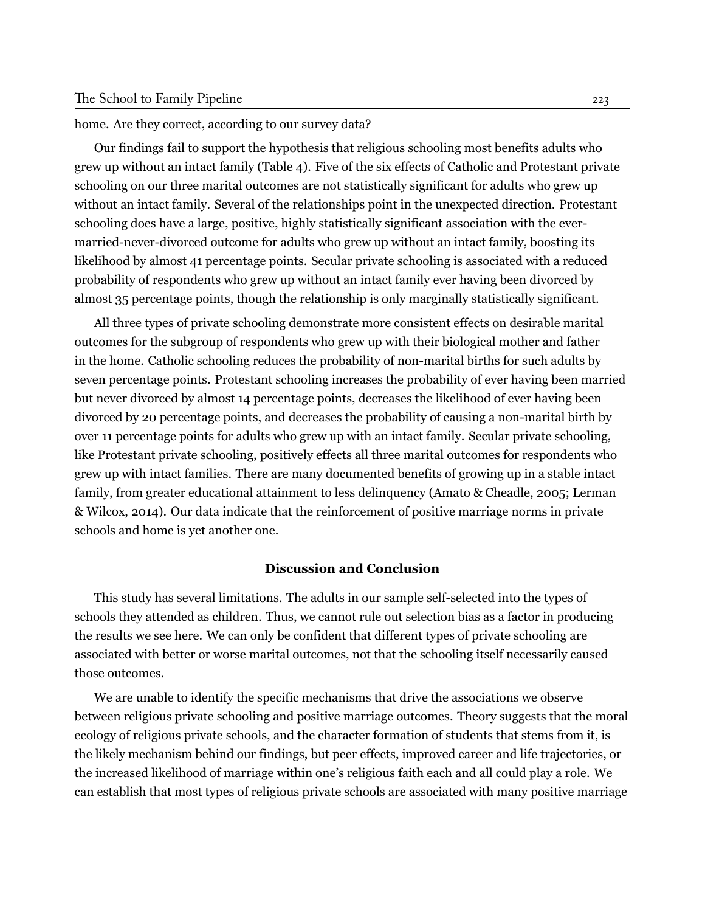home. Are they correct, according to our survey data?

Our findings fail to support the hypothesis that religious schooling most benefits adults who grew up without an intact family (Table 4). Five of the six effects of Catholic and Protestant private schooling on our three marital outcomes are not statistically significant for adults who grew up without an intact family. Several of the relationships point in the unexpected direction. Protestant schooling does have a large, positive, highly statistically significant association with the ever-married-never-divorced outcome for adults who grew up without an intact family, boosting its likelihood by almost 41 percentage points. Secular private schooling is associated with a reduced probability of respondents who grew up without an intact family ever having been divorced by almost 35 percentage points, though the relationship is only marginally statistically significant.

All three types of private schooling demonstrate more consistent effects on desirable marital outcomes for the subgroup of respondents who grew up with their biological mother and father in the home. Catholic schooling reduces the probability of non-marital births for such adults by seven percentage points. Protestant schooling increases the probability of ever having been married but never divorced by almost 14 percentage points, decreases the likelihood of ever having been divorced by 20 percentage points, and decreases the probability of causing a non-marital birth by over 11 percentage points for adults who grew up with an intact family. Secular private schooling, like Protestant private schooling, positively effects all three marital outcomes for respondents who grew up with intact families. There are many documented benefits of growing up in a stable intact family, from greater educational attainment to less delinquency (Amato & Cheadle, 2005; Lerman & Wilcox, 2014). Our data indicate that the reinforcement of positive marriage norms in private schools and home is yet another one.

## Discussion and Conclusion

This study has several limitations. The adults in our sample self-selected into the types of schools they attended as children. Thus, we cannot rule out selection bias as a factor in producing the results we see here. We can only be confident that different types of private schooling are associated with better or worse marital outcomes, not that the schooling itself necessarily caused those outcomes.

We are unable to identify the specific mechanisms that drive the associations we observe between religious private schooling and positive marriage outcomes. Theory suggests that the moral ecology of religious private schools, and the character formation of students that stems from it, is the likely mechanism behind our findings, but peer effects, improved career and life trajectories, or the increased likelihood of marriage within one's religious faith each and all could play a role. We can establish that most types of religious private schools are associated with many positive marriage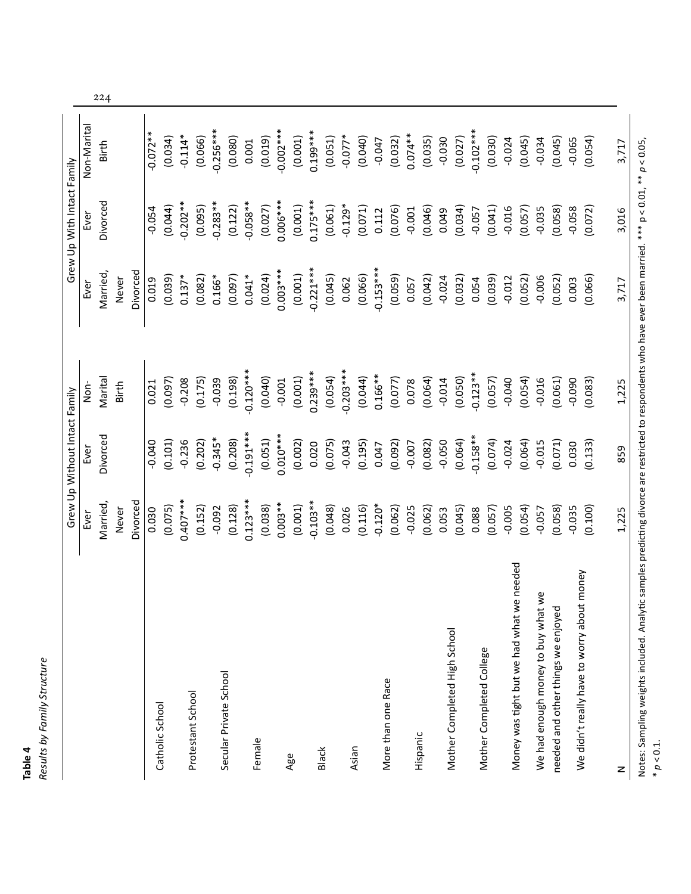**Table 4**

*Results by Family Structure*

| | Grew Up Without Intact Family | | | Grew Up With Intact Family | | |
|---|---|---|---|---|---|---|
| | Ever Married, Never Divorced | Ever Divorced | Non-Marital Birth | Ever Married, Never Divorced | Ever Divorced | Non-Marital Birth |
| Catholic School | 0.030 | -0.040 | 0.021 | 0.019 | -0.054 | -0.072** |
| | (0.075) | (0.101) | (0.097) | (0.039) | (0.044) | (0.034) |
| Protestant School | 0.407*** | -0.236 | -0.208 | 0.137* | -0.202** | -0.114* |
| | (0.152) | (0.202) | (0.175) | (0.082) | (0.095) | (0.066) |
| Secular Private School | -0.092 | -0.345* | -0.039 | 0.166* | -0.283** | -0.256*** |
| | (0.128) | (0.208) | (0.198) | (0.097) | (0.122) | (0.080) |
| Female | 0.123*** | -0.191*** | -0.120*** | 0.041* | -0.058** | 0.001 |
| | (0.038) | (0.051) | (0.040) | (0.024) | (0.027) | (0.019) |
| Age | 0.003** | 0.010*** | -0.001 | 0.003*** | 0.006*** | -0.002*** |
| | (0.001) | (0.002) | (0.001) | (0.001) | (0.001) | (0.001) |
| Black | -0.103** | 0.020 | 0.239*** | -0.221*** | 0.175*** | 0.199*** |
| | (0.048) | (0.075) | (0.054) | (0.045) | (0.061) | (0.051) |
| Asian | 0.026 | -0.043 | -0.203*** | 0.062 | -0.129* | -0.077* |
| | (0.116) | (0.195) | (0.044) | (0.066) | (0.071) | (0.040) |
| More than one Race | -0.120* | 0.047 | 0.166** | -0.153*** | 0.112 | -0.047 |
| | (0.062) | (0.092) | (0.077) | (0.059) | (0.076) | (0.032) |
| Hispanic | -0.025 | -0.007 | 0.078 | 0.057 | -0.001 | 0.074** |
| | (0.062) | (0.082) | (0.064) | (0.042) | (0.046) | (0.035) |
| Mother Completed High School | 0.053 | -0.050 | -0.014 | -0.024 | 0.049 | -0.030 |
| | (0.045) | (0.064) | (0.050) | (0.032) | (0.034) | (0.027) |
| Mother Completed College | 0.088 | -0.158** | -0.123** | 0.054 | -0.057 | -0.102*** |
| | (0.057) | (0.074) | (0.057) | (0.039) | (0.041) | (0.030) |
| Money was tight but we had what we needed | -0.005 | -0.024 | -0.040 | -0.012 | -0.016 | -0.024 |
| | (0.054) | (0.064) | (0.054) | (0.052) | (0.057) | (0.045) |
| We had enough money to buy what we needed and other things we enjoyed | -0.057 | -0.015 | -0.016 | -0.006 | -0.035 | -0.034 |
| | (0.058) | (0.071) | (0.061) | (0.052) | (0.058) | (0.045) |
| We didn't really have to worry about money | -0.035 | 0.030 | -0.090 | 0.003 | -0.058 | -0.065 |
| | (0.100) | (0.133) | (0.083) | (0.066) | (0.072) | (0.054) |
| N | 1,225 | 859 | 1,225 | 3,717 | 3,016 | 3,717 |

Notes: Sampling weights included. Analytic samples predicting divorce are restricted to respondents who have ever been married. *** $p < 0.01$, ** $p < 0.05$, * $p < 0.1$.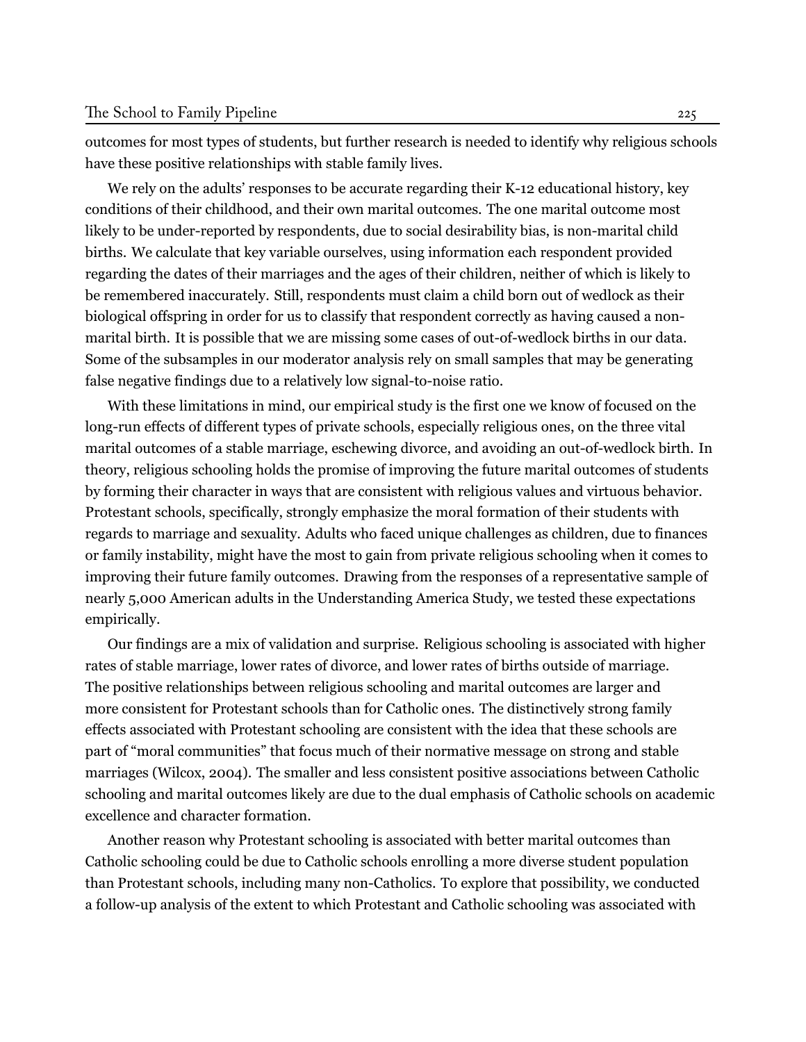outcomes for most types of students, but further research is needed to identify why religious schools have these positive relationships with stable family lives.

We rely on the adults' responses to be accurate regarding their K-12 educational history, key conditions of their childhood, and their own marital outcomes. The one marital outcome most likely to be under-reported by respondents, due to social desirability bias, is non-marital child births. We calculate that key variable ourselves, using information each respondent provided regarding the dates of their marriages and the ages of their children, neither of which is likely to be remembered inaccurately. Still, respondents must claim a child born out of wedlock as their biological offspring in order for us to classify that respondent correctly as having caused a non-marital birth. It is possible that we are missing some cases of out-of-wedlock births in our data. Some of the subsamples in our moderator analysis rely on small samples that may be generating false negative findings due to a relatively low signal-to-noise ratio.

With these limitations in mind, our empirical study is the first one we know of focused on the long-run effects of different types of private schools, especially religious ones, on the three vital marital outcomes of a stable marriage, eschewing divorce, and avoiding an out-of-wedlock birth. In theory, religious schooling holds the promise of improving the future marital outcomes of students by forming their character in ways that are consistent with religious values and virtuous behavior. Protestant schools, specifically, strongly emphasize the moral formation of their students with regards to marriage and sexuality. Adults who faced unique challenges as children, due to finances or family instability, might have the most to gain from private religious schooling when it comes to improving their future family outcomes. Drawing from the responses of a representative sample of nearly 5,000 American adults in the Understanding America Study, we tested these expectations empirically.

Our findings are a mix of validation and surprise. Religious schooling is associated with higher rates of stable marriage, lower rates of divorce, and lower rates of births outside of marriage. The positive relationships between religious schooling and marital outcomes are larger and more consistent for Protestant schools than for Catholic ones. The distinctively strong family effects associated with Protestant schooling are consistent with the idea that these schools are part of "moral communities" that focus much of their normative message on strong and stable marriages (Wilcox, 2004). The smaller and less consistent positive associations between Catholic schooling and marital outcomes likely are due to the dual emphasis of Catholic schools on academic excellence and character formation.

Another reason why Protestant schooling is associated with better marital outcomes than Catholic schooling could be due to Catholic schools enrolling a more diverse student population than Protestant schools, including many non-Catholics. To explore that possibility, we conducted a follow-up analysis of the extent to which Protestant and Catholic schooling was associated with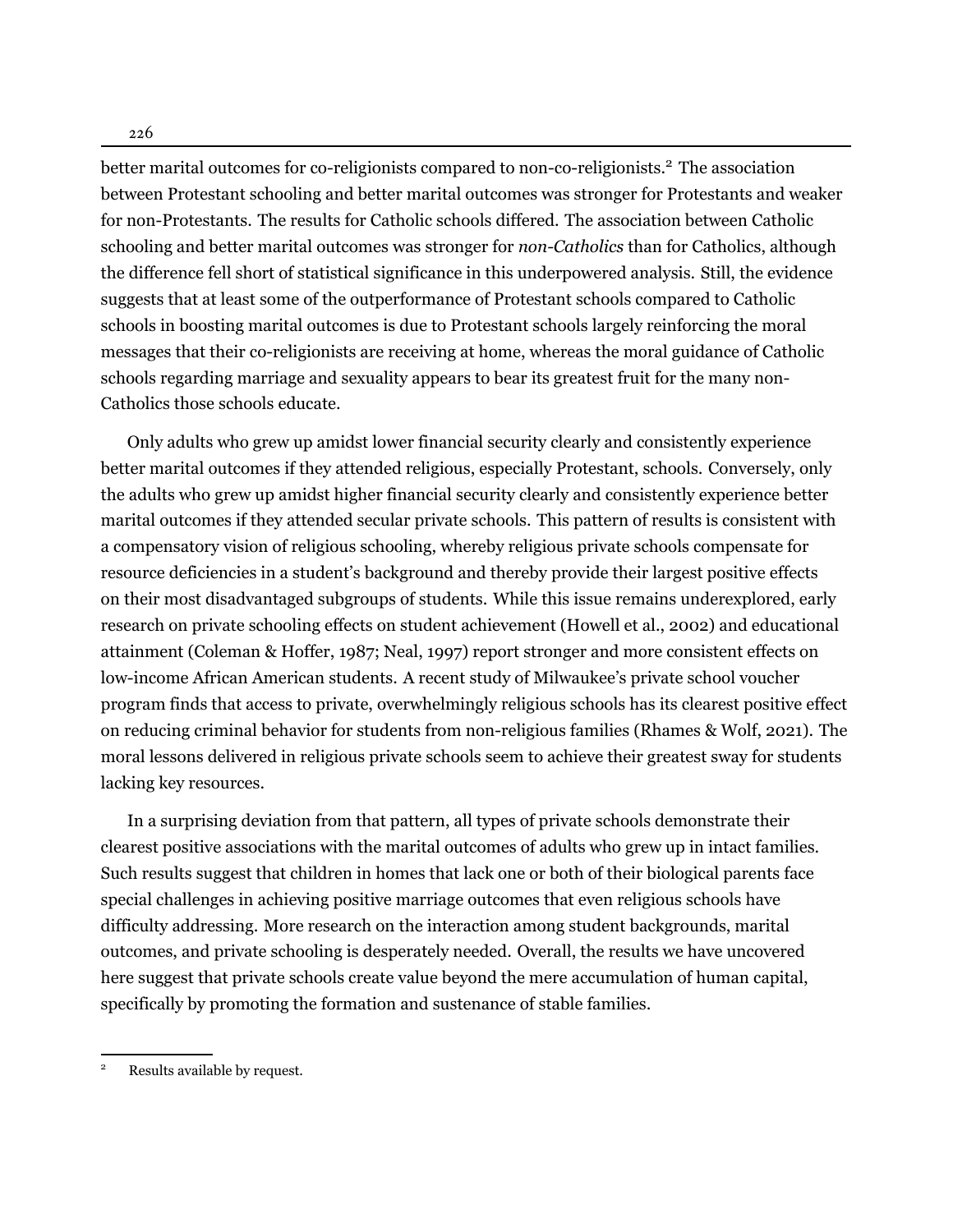better marital outcomes for co-religionists compared to non-co-religionists.[2] The association between Protestant schooling and better marital outcomes was stronger for Protestants and weaker for non-Protestants. The results for Catholic schools differed. The association between Catholic schooling and better marital outcomes was stronger for *non-Catholics* than for Catholics, although the difference fell short of statistical significance in this underpowered analysis. Still, the evidence suggests that at least some of the outperformance of Protestant schools compared to Catholic schools in boosting marital outcomes is due to Protestant schools largely reinforcing the moral messages that their co-religionists are receiving at home, whereas the moral guidance of Catholic schools regarding marriage and sexuality appears to bear its greatest fruit for the many non-Catholics those schools educate.

Only adults who grew up amidst lower financial security clearly and consistently experience better marital outcomes if they attended religious, especially Protestant, schools. Conversely, only the adults who grew up amidst higher financial security clearly and consistently experience better marital outcomes if they attended secular private schools. This pattern of results is consistent with a compensatory vision of religious schooling, whereby religious private schools compensate for resource deficiencies in a student's background and thereby provide their largest positive effects on their most disadvantaged subgroups of students. While this issue remains underexplored, early research on private schooling effects on student achievement (Howell et al., 2002) and educational attainment (Coleman & Hoffer, 1987; Neal, 1997) report stronger and more consistent effects on low-income African American students. A recent study of Milwaukee's private school voucher program finds that access to private, overwhelmingly religious schools has its clearest positive effect on reducing criminal behavior for students from non-religious families (Rhames & Wolf, 2021). The moral lessons delivered in religious private schools seem to achieve their greatest sway for students lacking key resources.

In a surprising deviation from that pattern, all types of private schools demonstrate their clearest positive associations with the marital outcomes of adults who grew up in intact families. Such results suggest that children in homes that lack one or both of their biological parents face special challenges in achieving positive marriage outcomes that even religious schools have difficulty addressing. More research on the interaction among student backgrounds, marital outcomes, and private schooling is desperately needed. Overall, the results we have uncovered here suggest that private schools create value beyond the mere accumulation of human capital, specifically by promoting the formation and sustenance of stable families.

---

[2] Results available by request.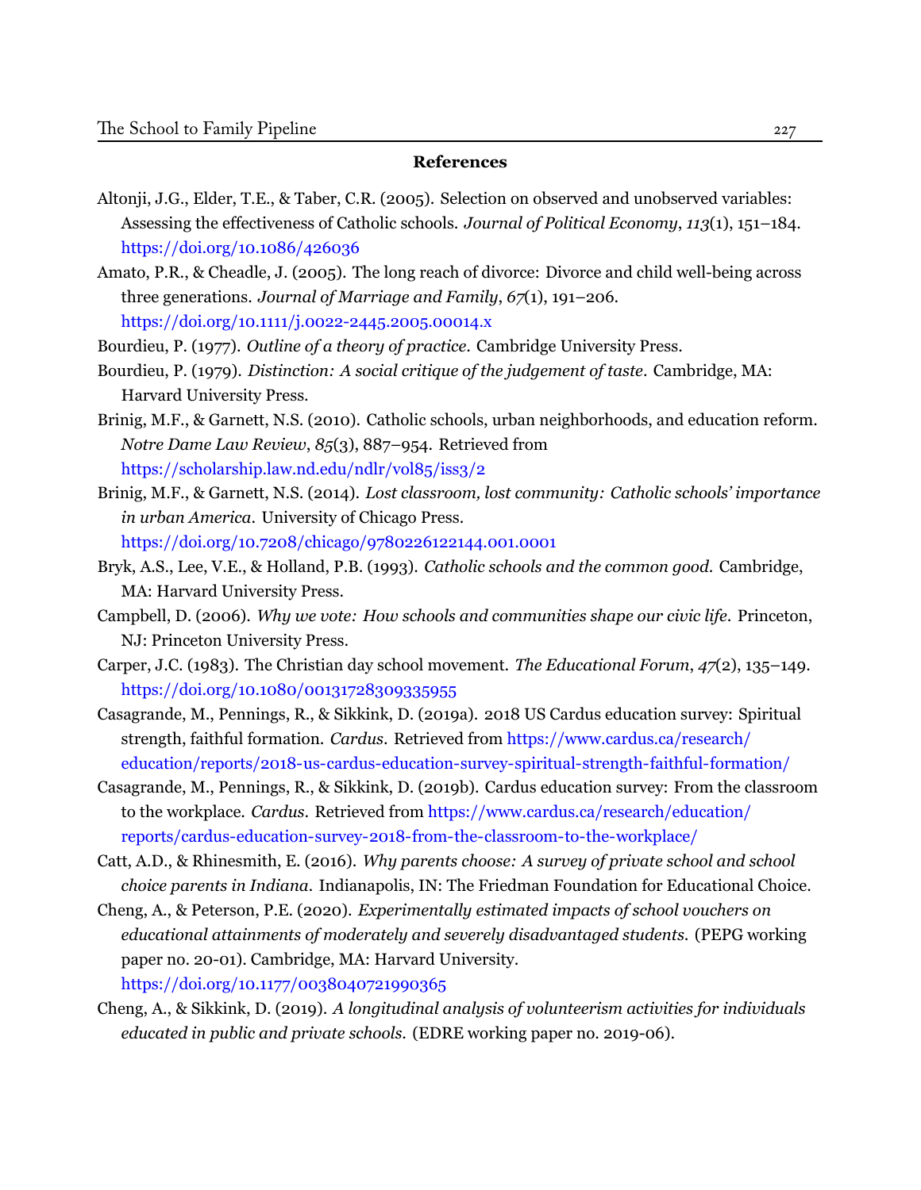**References**

Altonji, J.G., Elder, T.E., & Taber, C.R. (2005). Selection on observed and unobserved variables: Assessing the effectiveness of Catholic schools. *Journal of Political Economy*, *113*(1), 151–184. https://doi.org/10.1086/426036

Amato, P.R., & Cheadle, J. (2005). The long reach of divorce: Divorce and child well-being across three generations. *Journal of Marriage and Family*, *67*(1), 191–206. https://doi.org/10.1111/j.0022-2445.2005.00014.x

Bourdieu, P. (1977). *Outline of a theory of practice*. Cambridge University Press.

Bourdieu, P. (1979). *Distinction: A social critique of the judgement of taste*. Cambridge, MA: Harvard University Press.

Brinig, M.F., & Garnett, N.S. (2010). Catholic schools, urban neighborhoods, and education reform. *Notre Dame Law Review*, *85*(3), 887–954. Retrieved from https://scholarship.law.nd.edu/ndlr/vol85/iss3/2

Brinig, M.F., & Garnett, N.S. (2014). *Lost classroom, lost community: Catholic schools' importance in urban America*. University of Chicago Press. https://doi.org/10.7208/chicago/9780226122144.001.0001

Bryk, A.S., Lee, V.E., & Holland, P.B. (1993). *Catholic schools and the common good*. Cambridge, MA: Harvard University Press.

Campbell, D. (2006). *Why we vote: How schools and communities shape our civic life*. Princeton, NJ: Princeton University Press.

Carper, J.C. (1983). The Christian day school movement. *The Educational Forum*, *47*(2), 135–149. https://doi.org/10.1080/00131728309335955

Casagrande, M., Pennings, R., & Sikkink, D. (2019a). 2018 US Cardus education survey: Spiritual strength, faithful formation. *Cardus*. Retrieved from https://www.cardus.ca/research/education/reports/2018-us-cardus-education-survey-spiritual-strength-faithful-formation/

Casagrande, M., Pennings, R., & Sikkink, D. (2019b). Cardus education survey: From the classroom to the workplace. *Cardus*. Retrieved from https://www.cardus.ca/research/education/reports/cardus-education-survey-2018-from-the-classroom-to-the-workplace/

Catt, A.D., & Rhinesmith, E. (2016). *Why parents choose: A survey of private school and school choice parents in Indiana*. Indianapolis, IN: The Friedman Foundation for Educational Choice.

Cheng, A., & Peterson, P.E. (2020). *Experimentally estimated impacts of school vouchers on educational attainments of moderately and severely disadvantaged students*. (PEPG working paper no. 20-01). Cambridge, MA: Harvard University. https://doi.org/10.1177/0038040721990365

Cheng, A., & Sikkink, D. (2019). *A longitudinal analysis of volunteerism activities for individuals educated in public and private schools*. (EDRE working paper no. 2019-06).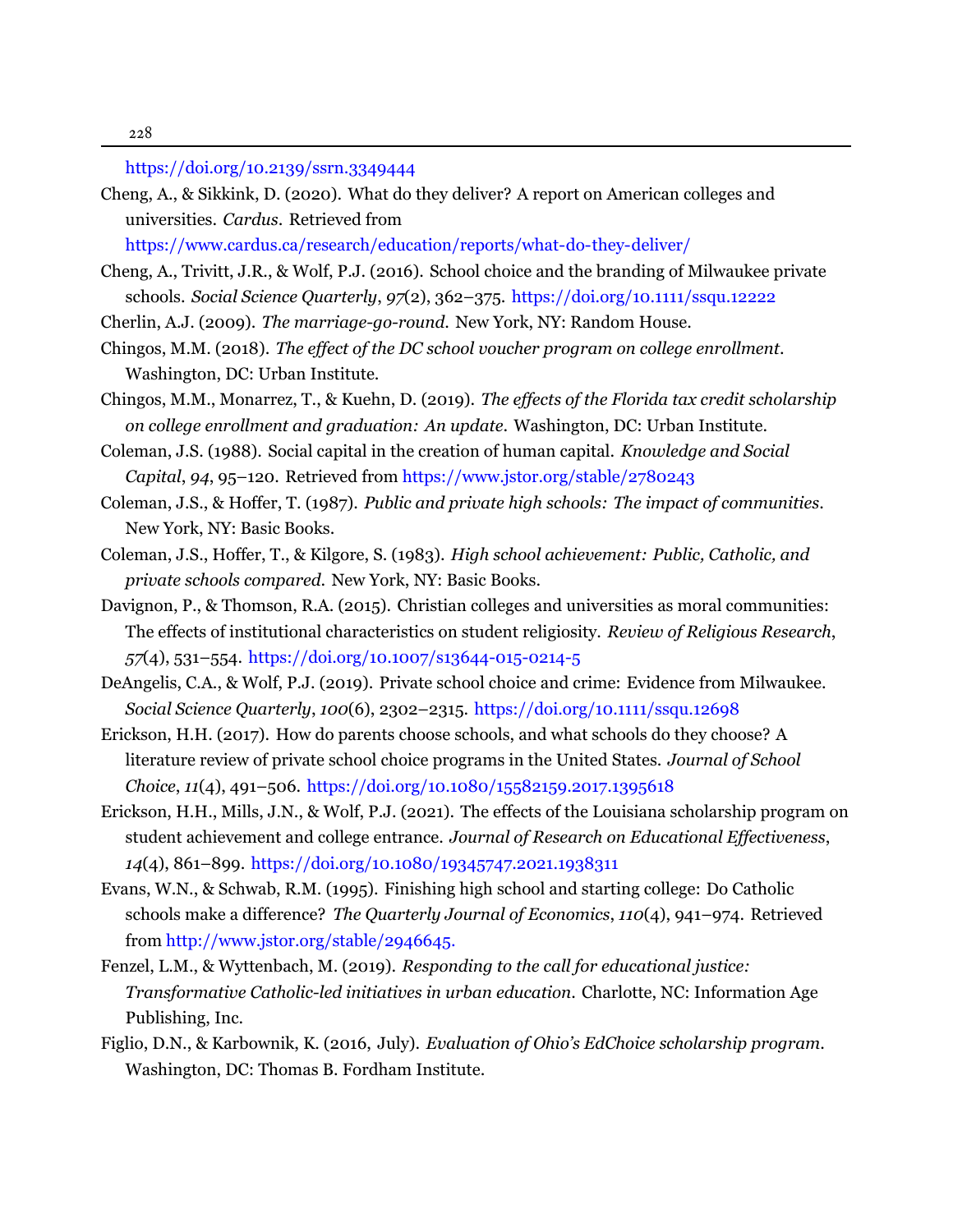https://doi.org/10.2139/ssrn.3349444

Cheng, A., & Sikkink, D. (2020). What do they deliver? A report on American colleges and universities. *Cardus*. Retrieved from https://www.cardus.ca/research/education/reports/what-do-they-deliver/

Cheng, A., Trivitt, J.R., & Wolf, P.J. (2016). School choice and the branding of Milwaukee private schools. *Social Science Quarterly*, *97*(2), 362–375. https://doi.org/10.1111/ssqu.12222

Cherlin, A.J. (2009). *The marriage-go-round*. New York, NY: Random House.

Chingos, M.M. (2018). *The effect of the DC school voucher program on college enrollment*. Washington, DC: Urban Institute.

Chingos, M.M., Monarrez, T., & Kuehn, D. (2019). *The effects of the Florida tax credit scholarship on college enrollment and graduation: An update*. Washington, DC: Urban Institute.

Coleman, J.S. (1988). Social capital in the creation of human capital. *Knowledge and Social Capital*, *94*, 95–120. Retrieved from https://www.jstor.org/stable/2780243

Coleman, J.S., & Hoffer, T. (1987). *Public and private high schools: The impact of communities*. New York, NY: Basic Books.

Coleman, J.S., Hoffer, T., & Kilgore, S. (1983). *High school achievement: Public, Catholic, and private schools compared*. New York, NY: Basic Books.

Davignon, P., & Thomson, R.A. (2015). Christian colleges and universities as moral communities: The effects of institutional characteristics on student religiosity. *Review of Religious Research*, *57*(4), 531–554. https://doi.org/10.1007/s13644-015-0214-5

DeAngelis, C.A., & Wolf, P.J. (2019). Private school choice and crime: Evidence from Milwaukee. *Social Science Quarterly*, *100*(6), 2302–2315. https://doi.org/10.1111/ssqu.12698

Erickson, H.H. (2017). How do parents choose schools, and what schools do they choose? A literature review of private school choice programs in the United States. *Journal of School Choice*, *11*(4), 491–506. https://doi.org/10.1080/15582159.2017.1395618

Erickson, H.H., Mills, J.N., & Wolf, P.J. (2021). The effects of the Louisiana scholarship program on student achievement and college entrance. *Journal of Research on Educational Effectiveness*, *14*(4), 861–899. https://doi.org/10.1080/19345747.2021.1938311

Evans, W.N., & Schwab, R.M. (1995). Finishing high school and starting college: Do Catholic schools make a difference? *The Quarterly Journal of Economics*, *110*(4), 941–974. Retrieved from http://www.jstor.org/stable/2946645.

Fenzel, L.M., & Wyttenbach, M. (2019). *Responding to the call for educational justice: Transformative Catholic-led initiatives in urban education*. Charlotte, NC: Information Age Publishing, Inc.

Figlio, D.N., & Karbownik, K. (2016, July). *Evaluation of Ohio's EdChoice scholarship program*. Washington, DC: Thomas B. Fordham Institute.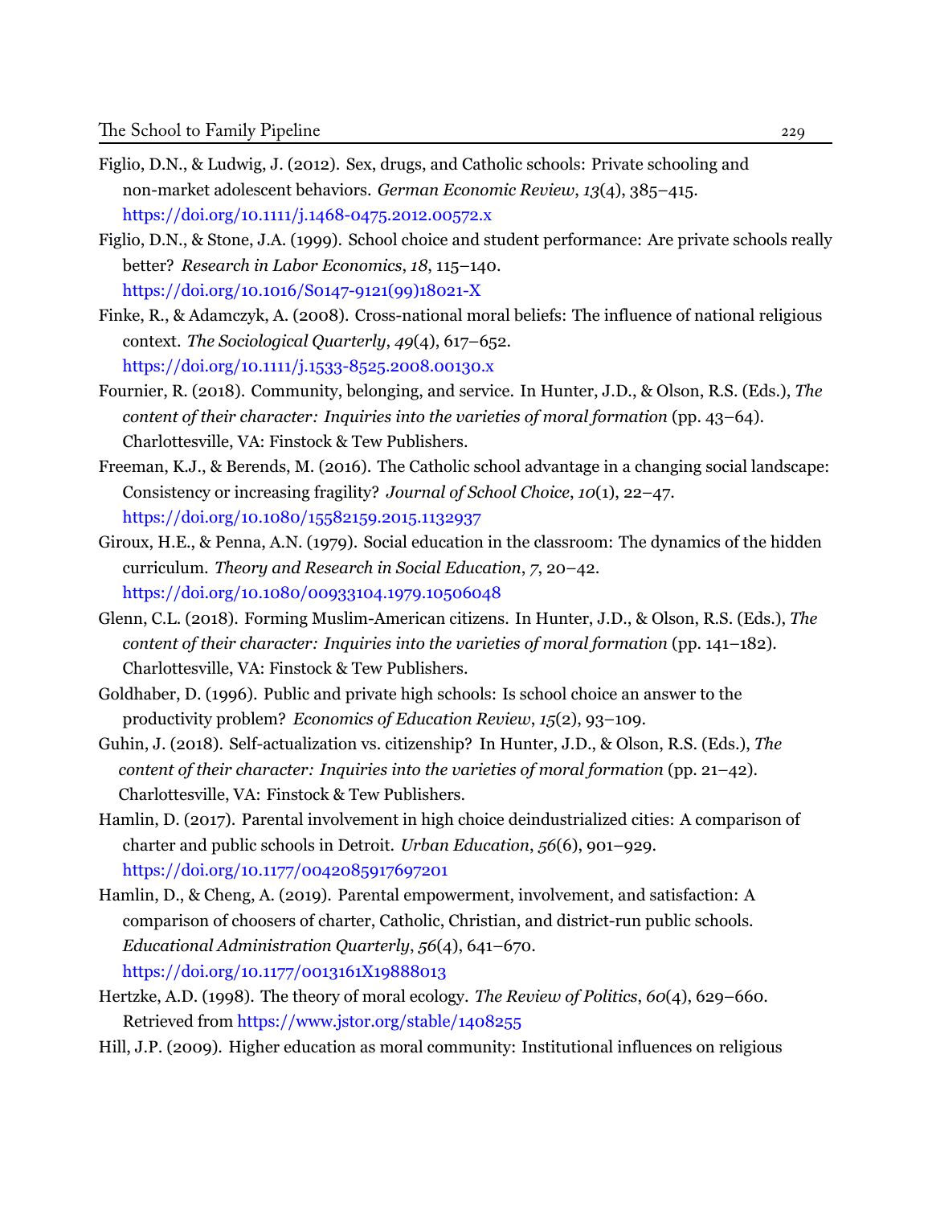Figlio, D.N., & Ludwig, J. (2012). Sex, drugs, and Catholic schools: Private schooling and non-market adolescent behaviors. *German Economic Review*, *13*(4), 385–415. https://doi.org/10.1111/j.1468-0475.2012.00572.x

Figlio, D.N., & Stone, J.A. (1999). School choice and student performance: Are private schools really better? *Research in Labor Economics*, *18*, 115–140. https://doi.org/10.1016/S0147-9121(99)18021-X

Finke, R., & Adamczyk, A. (2008). Cross-national moral beliefs: The influence of national religious context. *The Sociological Quarterly*, *49*(4), 617–652. https://doi.org/10.1111/j.1533-8525.2008.00130.x

Fournier, R. (2018). Community, belonging, and service. In Hunter, J.D., & Olson, R.S. (Eds.), *The content of their character: Inquiries into the varieties of moral formation* (pp. 43–64). Charlottesville, VA: Finstock & Tew Publishers.

Freeman, K.J., & Berends, M. (2016). The Catholic school advantage in a changing social landscape: Consistency or increasing fragility? *Journal of School Choice*, *10*(1), 22–47. https://doi.org/10.1080/15582159.2015.1132937

Giroux, H.E., & Penna, A.N. (1979). Social education in the classroom: The dynamics of the hidden curriculum. *Theory and Research in Social Education*, *7*, 20–42. https://doi.org/10.1080/00933104.1979.10506048

Glenn, C.L. (2018). Forming Muslim-American citizens. In Hunter, J.D., & Olson, R.S. (Eds.), *The content of their character: Inquiries into the varieties of moral formation* (pp. 141–182). Charlottesville, VA: Finstock & Tew Publishers.

Goldhaber, D. (1996). Public and private high schools: Is school choice an answer to the productivity problem? *Economics of Education Review*, *15*(2), 93–109.

Guhin, J. (2018). Self-actualization vs. citizenship? In Hunter, J.D., & Olson, R.S. (Eds.), *The content of their character: Inquiries into the varieties of moral formation* (pp. 21–42). Charlottesville, VA: Finstock & Tew Publishers.

Hamlin, D. (2017). Parental involvement in high choice deindustrialized cities: A comparison of charter and public schools in Detroit. *Urban Education*, *56*(6), 901–929. https://doi.org/10.1177/0042085917697201

Hamlin, D., & Cheng, A. (2019). Parental empowerment, involvement, and satisfaction: A comparison of choosers of charter, Catholic, Christian, and district-run public schools. *Educational Administration Quarterly*, *56*(4), 641–670. https://doi.org/10.1177/0013161X19888013

Hertzke, A.D. (1998). The theory of moral ecology. *The Review of Politics*, *60*(4), 629–660. Retrieved from https://www.jstor.org/stable/1408255

Hill, J.P. (2009). Higher education as moral community: Institutional influences on religious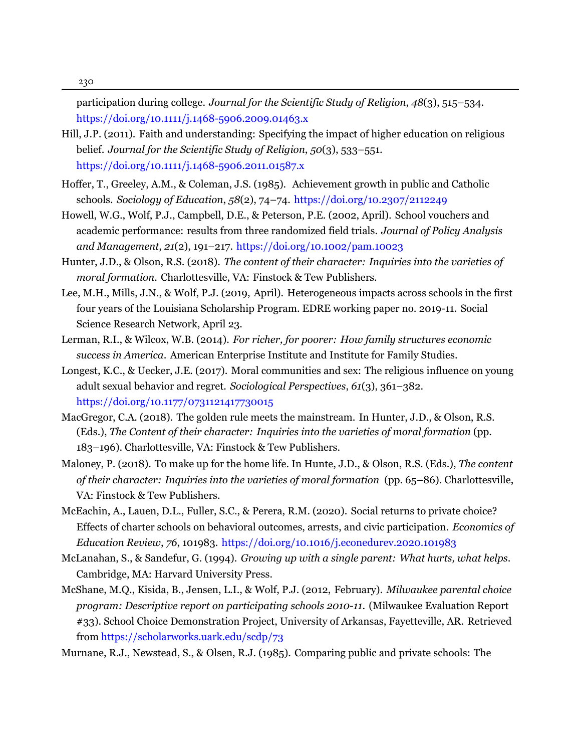participation during college. *Journal for the Scientific Study of Religion*, *48*(3), 515–534. https://doi.org/10.1111/j.1468-5906.2009.01463.x

Hill, J.P. (2011). Faith and understanding: Specifying the impact of higher education on religious belief. *Journal for the Scientific Study of Religion*, *50*(3), 533–551. https://doi.org/10.1111/j.1468-5906.2011.01587.x

Hoffer, T., Greeley, A.M., & Coleman, J.S. (1985). Achievement growth in public and Catholic schools. *Sociology of Education*, *58*(2), 74–74. https://doi.org/10.2307/2112249

Howell, W.G., Wolf, P.J., Campbell, D.E., & Peterson, P.E. (2002, April). School vouchers and academic performance: results from three randomized field trials. *Journal of Policy Analysis and Management*, *21*(2), 191–217. https://doi.org/10.1002/pam.10023

Hunter, J.D., & Olson, R.S. (2018). *The content of their character: Inquiries into the varieties of moral formation*. Charlottesville, VA: Finstock & Tew Publishers.

Lee, M.H., Mills, J.N., & Wolf, P.J. (2019, April). Heterogeneous impacts across schools in the first four years of the Louisiana Scholarship Program. EDRE working paper no. 2019-11. Social Science Research Network, April 23.

Lerman, R.I., & Wilcox, W.B. (2014). *For richer, for poorer: How family structures economic success in America*. American Enterprise Institute and Institute for Family Studies.

Longest, K.C., & Uecker, J.E. (2017). Moral communities and sex: The religious influence on young adult sexual behavior and regret. *Sociological Perspectives*, *61*(3), 361–382. https://doi.org/10.1177/0731121417730015

MacGregor, C.A. (2018). The golden rule meets the mainstream. In Hunter, J.D., & Olson, R.S. (Eds.), *The Content of their character: Inquiries into the varieties of moral formation* (pp. 183–196). Charlottesville, VA: Finstock & Tew Publishers.

Maloney, P. (2018). To make up for the home life. In Hunte, J.D., & Olson, R.S. (Eds.), *The content of their character: Inquiries into the varieties of moral formation* (pp. 65–86). Charlottesville, VA: Finstock & Tew Publishers.

McEachin, A., Lauen, D.L., Fuller, S.C., & Perera, R.M. (2020). Social returns to private choice? Effects of charter schools on behavioral outcomes, arrests, and civic participation. *Economics of Education Review*, *76*, 101983. https://doi.org/10.1016/j.econedurev.2020.101983

McLanahan, S., & Sandefur, G. (1994). *Growing up with a single parent: What hurts, what helps*. Cambridge, MA: Harvard University Press.

McShane, M.Q., Kisida, B., Jensen, L.I., & Wolf, P.J. (2012, February). *Milwaukee parental choice program: Descriptive report on participating schools 2010-11.* (Milwaukee Evaluation Report #33). School Choice Demonstration Project, University of Arkansas, Fayetteville, AR. Retrieved from https://scholarworks.uark.edu/scdp/73

Murnane, R.J., Newstead, S., & Olsen, R.J. (1985). Comparing public and private schools: The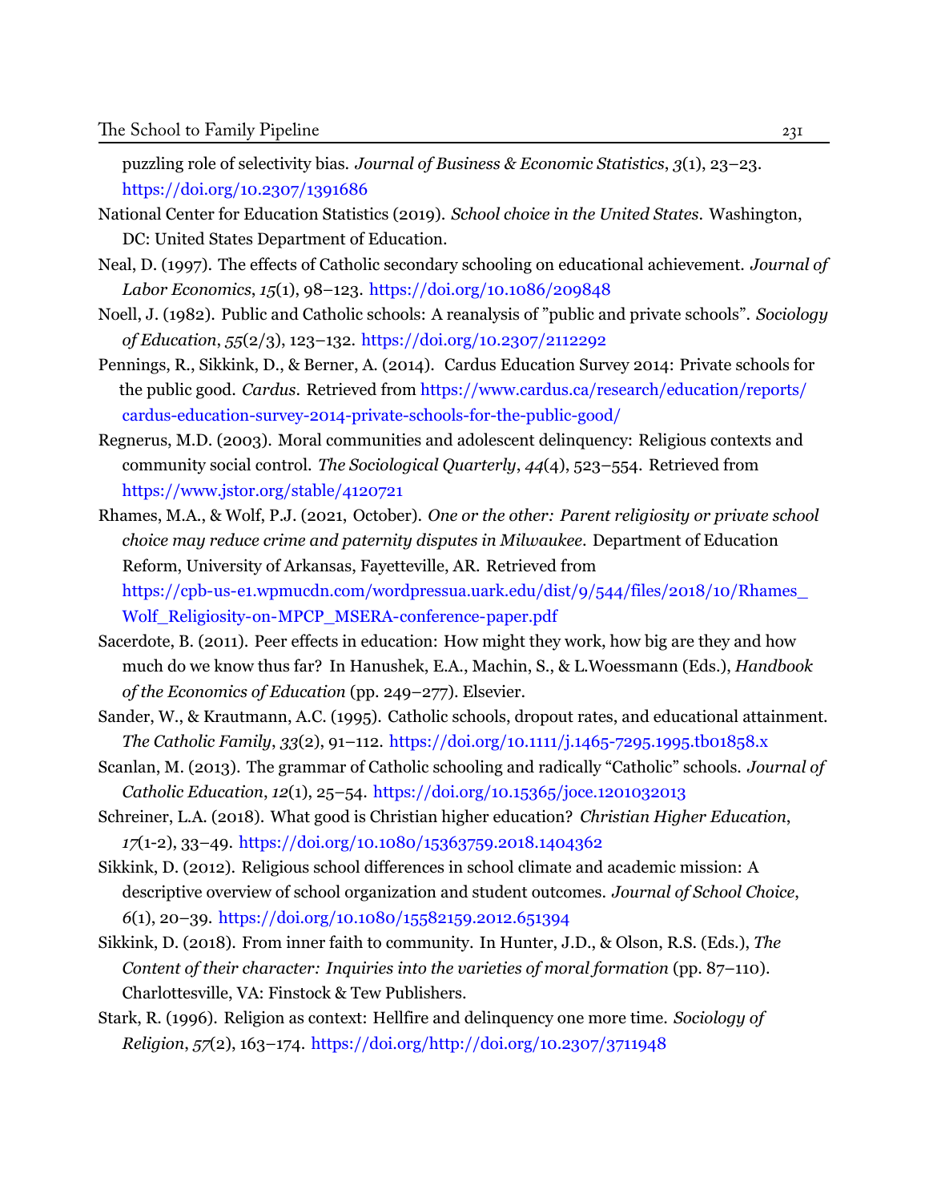puzzling role of selectivity bias. *Journal of Business & Economic Statistics*, *3*(1), 23–23. https://doi.org/10.2307/1391686

National Center for Education Statistics (2019). *School choice in the United States*. Washington, DC: United States Department of Education.

Neal, D. (1997). The effects of Catholic secondary schooling on educational achievement. *Journal of Labor Economics*, *15*(1), 98–123. https://doi.org/10.1086/209848

Noell, J. (1982). Public and Catholic schools: A reanalysis of "public and private schools". *Sociology of Education*, *55*(2/3), 123–132. https://doi.org/10.2307/2112292

Pennings, R., Sikkink, D., & Berner, A. (2014). Cardus Education Survey 2014: Private schools for the public good. *Cardus*. Retrieved from https://www.cardus.ca/research/education/reports/cardus-education-survey-2014-private-schools-for-the-public-good/

Regnerus, M.D. (2003). Moral communities and adolescent delinquency: Religious contexts and community social control. *The Sociological Quarterly*, *44*(4), 523–554. Retrieved from https://www.jstor.org/stable/4120721

Rhames, M.A., & Wolf, P.J. (2021, October). *One or the other: Parent religiosity or private school choice may reduce crime and paternity disputes in Milwaukee*. Department of Education Reform, University of Arkansas, Fayetteville, AR. Retrieved from https://cpb-us-e1.wpmucdn.com/wordpressua.uark.edu/dist/9/544/files/2018/10/Rhames_Wolf_Religiosity-on-MPCP_MSERA-conference-paper.pdf

Sacerdote, B. (2011). Peer effects in education: How might they work, how big are they and how much do we know thus far? In Hanushek, E.A., Machin, S., & L.Woessmann (Eds.), *Handbook of the Economics of Education* (pp. 249–277). Elsevier.

Sander, W., & Krautmann, A.C. (1995). Catholic schools, dropout rates, and educational attainment. *The Catholic Family*, *33*(2), 91–112. https://doi.org/10.1111/j.1465-7295.1995.tb01858.x

Scanlan, M. (2013). The grammar of Catholic schooling and radically "Catholic" schools. *Journal of Catholic Education*, *12*(1), 25–54. https://doi.org/10.15365/joce.1201032013

Schreiner, L.A. (2018). What good is Christian higher education? *Christian Higher Education*, *17*(1-2), 33–49. https://doi.org/10.1080/15363759.2018.1404362

Sikkink, D. (2012). Religious school differences in school climate and academic mission: A descriptive overview of school organization and student outcomes. *Journal of School Choice*, *6*(1), 20–39. https://doi.org/10.1080/15582159.2012.651394

Sikkink, D. (2018). From inner faith to community. In Hunter, J.D., & Olson, R.S. (Eds.), *The Content of their character: Inquiries into the varieties of moral formation* (pp. 87–110). Charlottesville, VA: Finstock & Tew Publishers.

Stark, R. (1996). Religion as context: Hellfire and delinquency one more time. *Sociology of Religion*, *57*(2), 163–174. https://doi.org/http://doi.org/10.2307/3711948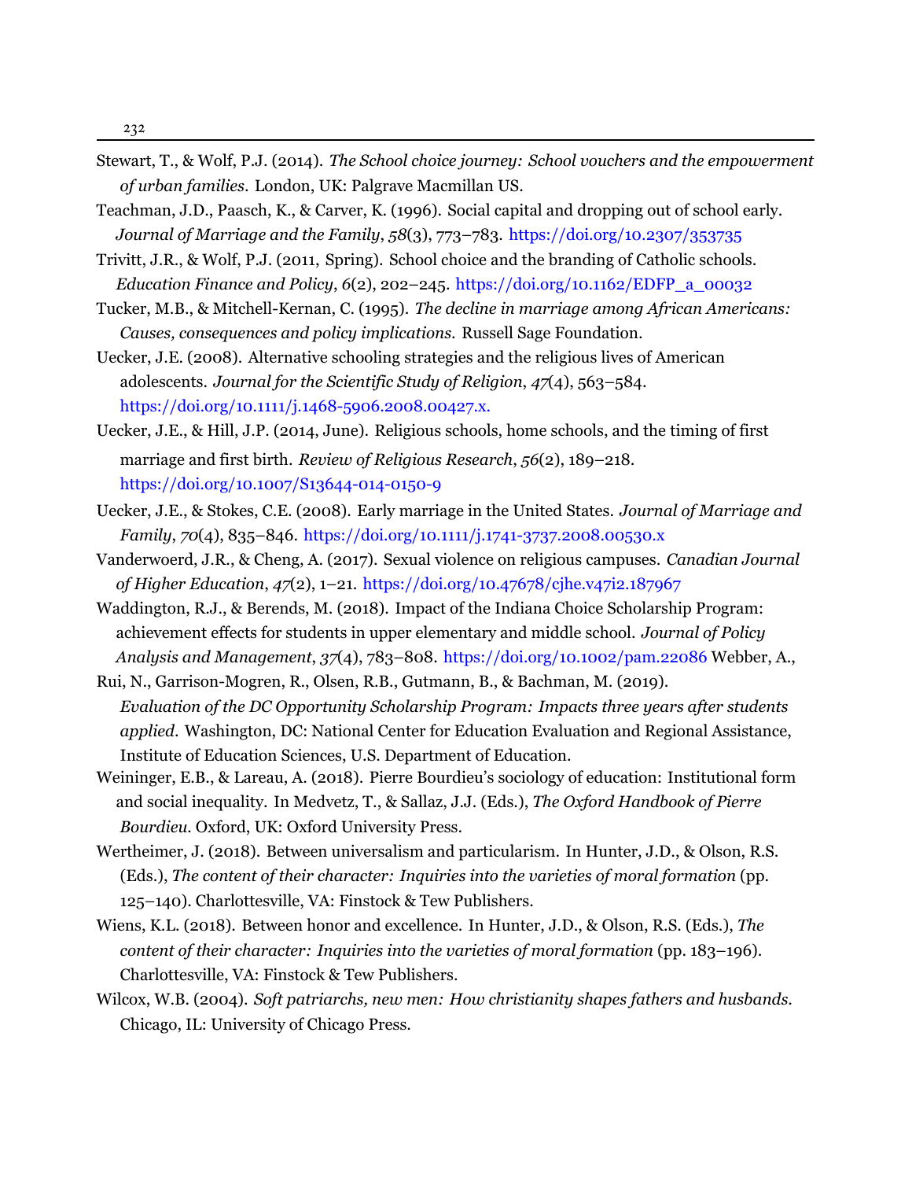Stewart, T., & Wolf, P.J. (2014). *The School choice journey: School vouchers and the empowerment of urban families*. London, UK: Palgrave Macmillan US.

Teachman, J.D., Paasch, K., & Carver, K. (1996). Social capital and dropping out of school early. *Journal of Marriage and the Family*, *58*(3), 773–783. https://doi.org/10.2307/353735

Trivitt, J.R., & Wolf, P.J. (2011, Spring). School choice and the branding of Catholic schools. *Education Finance and Policy*, *6*(2), 202–245. https://doi.org/10.1162/EDFP_a_00032

Tucker, M.B., & Mitchell-Kernan, C. (1995). *The decline in marriage among African Americans: Causes, consequences and policy implications*. Russell Sage Foundation.

Uecker, J.E. (2008). Alternative schooling strategies and the religious lives of American adolescents. *Journal for the Scientific Study of Religion*, *47*(4), 563–584. https://doi.org/10.1111/j.1468-5906.2008.00427.x.

Uecker, J.E., & Hill, J.P. (2014, June). Religious schools, home schools, and the timing of first marriage and first birth. *Review of Religious Research*, *56*(2), 189–218. https://doi.org/10.1007/S13644-014-0150-9

Uecker, J.E., & Stokes, C.E. (2008). Early marriage in the United States. *Journal of Marriage and Family*, *70*(4), 835–846. https://doi.org/10.1111/j.1741-3737.2008.00530.x

Vanderwoerd, J.R., & Cheng, A. (2017). Sexual violence on religious campuses. *Canadian Journal of Higher Education*, *47*(2), 1–21. https://doi.org/10.47678/cjhe.v47i2.187967

Waddington, R.J., & Berends, M. (2018). Impact of the Indiana Choice Scholarship Program: achievement effects for students in upper elementary and middle school. *Journal of Policy Analysis and Management*, *37*(4), 783–808. https://doi.org/10.1002/pam.22086 Webber, A., Rui, N., Garrison-Mogren, R., Olsen, R.B., Gutmann, B., & Bachman, M. (2019). *Evaluation of the DC Opportunity Scholarship Program: Impacts three years after students applied*. Washington, DC: National Center for Education Evaluation and Regional Assistance, Institute of Education Sciences, U.S. Department of Education.

Weininger, E.B., & Lareau, A. (2018). Pierre Bourdieu's sociology of education: Institutional form and social inequality. In Medvetz, T., & Sallaz, J.J. (Eds.), *The Oxford Handbook of Pierre Bourdieu*. Oxford, UK: Oxford University Press.

Wertheimer, J. (2018). Between universalism and particularism. In Hunter, J.D., & Olson, R.S. (Eds.), *The content of their character: Inquiries into the varieties of moral formation* (pp. 125–140). Charlottesville, VA: Finstock & Tew Publishers.

Wiens, K.L. (2018). Between honor and excellence. In Hunter, J.D., & Olson, R.S. (Eds.), *The content of their character: Inquiries into the varieties of moral formation* (pp. 183–196). Charlottesville, VA: Finstock & Tew Publishers.

Wilcox, W.B. (2004). *Soft patriarchs, new men: How christianity shapes fathers and husbands.* Chicago, IL: University of Chicago Press.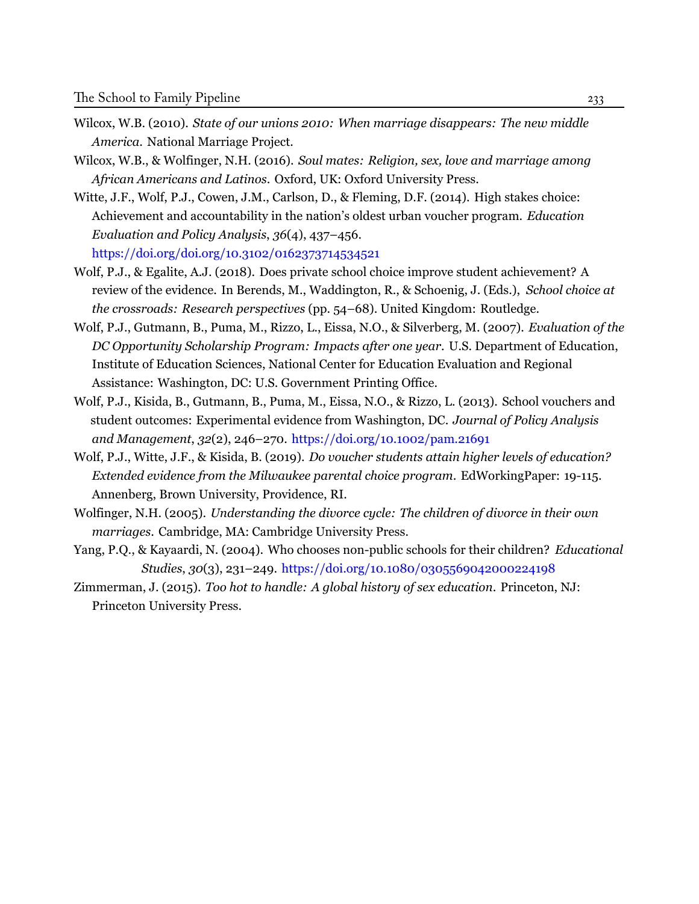Wilcox, W.B. (2010). *State of our unions 2010: When marriage disappears: The new middle America*. National Marriage Project.

Wilcox, W.B., & Wolfinger, N.H. (2016). *Soul mates: Religion, sex, love and marriage among African Americans and Latinos*. Oxford, UK: Oxford University Press.

Witte, J.F., Wolf, P.J., Cowen, J.M., Carlson, D., & Fleming, D.F. (2014). High stakes choice: Achievement and accountability in the nation's oldest urban voucher program. *Education Evaluation and Policy Analysis*, *36*(4), 437–456. https://doi.org/doi.org/10.3102/0162373714534521

Wolf, P.J., & Egalite, A.J. (2018). Does private school choice improve student achievement? A review of the evidence. In Berends, M., Waddington, R., & Schoenig, J. (Eds.), *School choice at the crossroads: Research perspectives* (pp. 54–68). United Kingdom: Routledge.

Wolf, P.J., Gutmann, B., Puma, M., Rizzo, L., Eissa, N.O., & Silverberg, M. (2007). *Evaluation of the DC Opportunity Scholarship Program: Impacts after one year*. U.S. Department of Education, Institute of Education Sciences, National Center for Education Evaluation and Regional Assistance: Washington, DC: U.S. Government Printing Office.

Wolf, P.J., Kisida, B., Gutmann, B., Puma, M., Eissa, N.O., & Rizzo, L. (2013). School vouchers and student outcomes: Experimental evidence from Washington, DC. *Journal of Policy Analysis and Management*, *32*(2), 246–270. https://doi.org/10.1002/pam.21691

Wolf, P.J., Witte, J.F., & Kisida, B. (2019). *Do voucher students attain higher levels of education? Extended evidence from the Milwaukee parental choice program*. EdWorkingPaper: 19-115. Annenberg, Brown University, Providence, RI.

Wolfinger, N.H. (2005). *Understanding the divorce cycle: The children of divorce in their own marriages*. Cambridge, MA: Cambridge University Press.

Yang, P.Q., & Kayaardi, N. (2004). Who chooses non-public schools for their children? *Educational Studies*, *30*(3), 231–249. https://doi.org/10.1080/0305569042000224198

Zimmerman, J. (2015). *Too hot to handle: A global history of sex education*. Princeton, NJ: Princeton University Press.